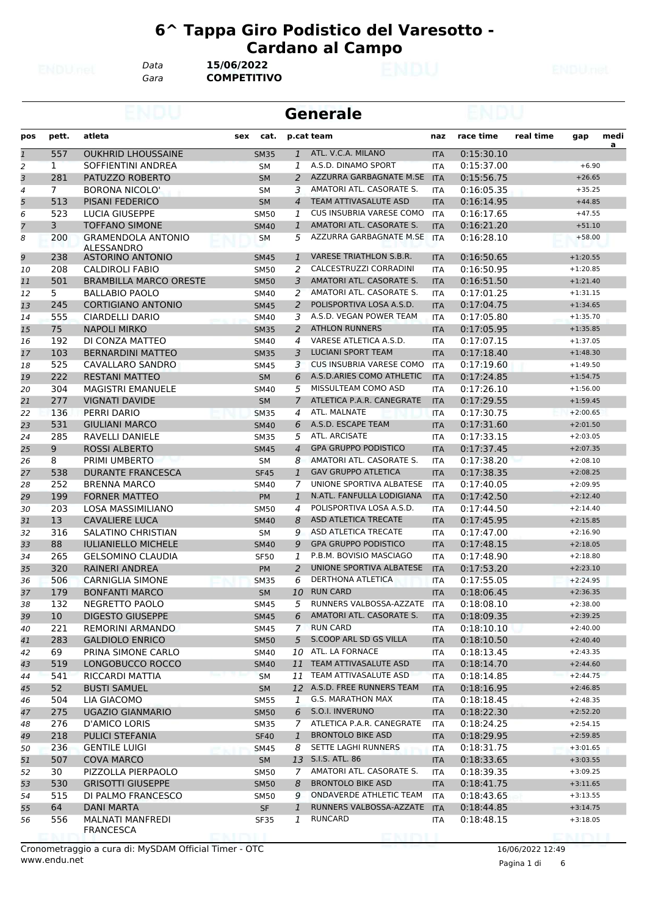# 6^ Tappa Giro Podistico del Varesotto - Cardano al Campo

*Data* **15/06/2022**
*Gara* **COMPETITIVO**

## Generale

| pos | pett. | atleta | sex | cat. | p.cat | team | naz | race time | real time | gap | media |
|---|---|---|---|---|---|---|---|---|---|---|---|
| 1 | 557 | OUKHRID LHOUSSAINE | | SM35 | 1 | ATL. V.C.A. MILANO | ITA | 0:15:30.10 | | | |
| 2 | 1 | SOFFIENTINI ANDREA | | SM | 1 | A.S.D. DINAMO SPORT | ITA | 0:15:37.00 | | +6.90 | |
| 3 | 281 | PATUZZO ROBERTO | | SM | 2 | AZZURRA GARBAGNATE M.SE | ITA | 0:15:56.75 | | +26.65 | |
| 4 | 7 | BORONA NICOLO' | | SM | 3 | AMATORI ATL. CASORATE S. | ITA | 0:16:05.35 | | +35.25 | |
| 5 | 513 | PISANI FEDERICO | | SM | 4 | TEAM ATTIVASALUTE ASD | ITA | 0:16:14.95 | | +44.85 | |
| 6 | 523 | LUCIA GIUSEPPE | | SM50 | 1 | CUS INSUBRIA VARESE COMO | ITA | 0:16:17.65 | | +47.55 | |
| 7 | 3 | TOFFANO SIMONE | | SM40 | 1 | AMATORI ATL. CASORATE S. | ITA | 0:16:21.20 | | +51.10 | |
| 8 | 200 | GRAMENDOLA ANTONIO ALESSANDRO | | SM | 5 | AZZURRA GARBAGNATE M.SE | ITA | 0:16:28.10 | | +58.00 | |
| 9 | 238 | ASTORINO ANTONIO | | SM45 | 1 | VARESE TRIATHLON S.B.R. | ITA | 0:16:50.65 | | +1:20.55 | |
| 10 | 208 | CALDIROLI FABIO | | SM50 | 2 | CALCESTRUZZI CORRADINI | ITA | 0:16:50.95 | | +1:20.85 | |
| 11 | 501 | BRAMBILLA MARCO ORESTE | | SM50 | 3 | AMATORI ATL. CASORATE S. | ITA | 0:16:51.50 | | +1:21.40 | |
| 12 | 5 | BALLABIO PAOLO | | SM40 | 2 | AMATORI ATL. CASORATE S. | ITA | 0:17:01.25 | | +1:31.15 | |
| 13 | 245 | CORTIGIANO ANTONIO | | SM45 | 2 | POLISPORTIVA LOSA A.S.D. | ITA | 0:17:04.75 | | +1:34.65 | |
| 14 | 555 | CIARDELLI DARIO | | SM40 | 3 | A.S.D. VEGAN POWER TEAM | ITA | 0:17:05.80 | | +1:35.70 | |
| 15 | 75 | NAPOLI MIRKO | | SM35 | 2 | ATHLON RUNNERS | ITA | 0:17:05.95 | | +1:35.85 | |
| 16 | 192 | DI CONZA MATTEO | | SM40 | 4 | VARESE ATLETICA A.S.D. | ITA | 0:17:07.15 | | +1:37.05 | |
| 17 | 103 | BERNARDINI MATTEO | | SM35 | 3 | LUCIANI SPORT TEAM | ITA | 0:17:18.40 | | +1:48.30 | |
| 18 | 525 | CAVALLARO SANDRO | | SM45 | 3 | CUS INSUBRIA VARESE COMO | ITA | 0:17:19.60 | | +1:49.50 | |
| 19 | 222 | RESTANI MATTEO | | SM | 6 | A.S.D.ARIES COMO ATHLETIC | ITA | 0:17:24.85 | | +1:54.75 | |
| 20 | 304 | MAGISTRI EMANUELE | | SM40 | 5 | MISSULTEAM COMO ASD | ITA | 0:17:26.10 | | +1:56.00 | |
| 21 | 277 | VIGNATI DAVIDE | | SM | 7 | ATLETICA P.A.R. CANEGRATE | ITA | 0:17:29.55 | | +1:59.45 | |
| 22 | 136 | PERRI DARIO | | SM35 | 4 | ATL. MALNATE | ITA | 0:17:30.75 | | +2:00.65 | |
| 23 | 531 | GIULIANI MARCO | | SM40 | 6 | A.S.D. ESCAPE TEAM | ITA | 0:17:31.60 | | +2:01.50 | |
| 24 | 285 | RAVELLI DANIELE | | SM35 | 5 | ATL. ARCISATE | ITA | 0:17:33.15 | | +2:03.05 | |
| 25 | 9 | ROSSI ALBERTO | | SM45 | 4 | GPA GRUPPO PODISTICO | ITA | 0:17:37.45 | | +2:07.35 | |
| 26 | 8 | PRIMI UMBERTO | | SM | 8 | AMATORI ATL. CASORATE S. | ITA | 0:17:38.20 | | +2:08.10 | |
| 27 | 538 | DURANTE FRANCESCA | | SF45 | 1 | GAV GRUPPO ATLETICA | ITA | 0:17:38.35 | | +2:08.25 | |
| 28 | 252 | BRENNA MARCO | | SM40 | 7 | UNIONE SPORTIVA ALBATESE | ITA | 0:17:40.05 | | +2:09.95 | |
| 29 | 199 | FORNER MATTEO | | PM | 1 | N.ATL. FANFULLA LODIGIANA | ITA | 0:17:42.50 | | +2:12.40 | |
| 30 | 203 | LOSA MASSIMILIANO | | SM50 | 4 | POLISPORTIVA LOSA A.S.D. | ITA | 0:17:44.50 | | +2:14.40 | |
| 31 | 13 | CAVALIERE LUCA | | SM40 | 8 | ASD ATLETICA TRECATE | ITA | 0:17:45.95 | | +2:15.85 | |
| 32 | 316 | SALATINO CHRISTIAN | | SM | 9 | ASD ATLETICA TRECATE | ITA | 0:17:47.00 | | +2:16.90 | |
| 33 | 88 | IULIANIELLO MICHELE | | SM40 | 9 | GPA GRUPPO PODISTICO | ITA | 0:17:48.15 | | +2:18.05 | |
| 34 | 265 | GELSOMINO CLAUDIA | | SF50 | 1 | P.B.M. BOVISIO MASCIAGO | ITA | 0:17:48.90 | | +2:18.80 | |
| 35 | 320 | RAINERI ANDREA | | PM | 2 | UNIONE SPORTIVA ALBATESE | ITA | 0:17:53.20 | | +2:23.10 | |
| 36 | 506 | CARNIGLIA SIMONE | | SM35 | 6 | DERTHONA ATLETICA | ITA | 0:17:55.05 | | +2:24.95 | |
| 37 | 179 | BONFANTI MARCO | | SM | 10 | RUN CARD | ITA | 0:18:06.45 | | +2:36.35 | |
| 38 | 132 | NEGRETTO PAOLO | | SM45 | 5 | RUNNERS VALBOSSA-AZZATE | ITA | 0:18:08.10 | | +2:38.00 | |
| 39 | 10 | DIGESTO GIUSEPPE | | SM45 | 6 | AMATORI ATL. CASORATE S. | ITA | 0:18:09.35 | | +2:39.25 | |
| 40 | 221 | REMORINI ARMANDO | | SM45 | 7 | RUN CARD | ITA | 0:18:10.10 | | +2:40.00 | |
| 41 | 283 | GALDIOLO ENRICO | | SM50 | 5 | S.COOP ARL SD GS VILLA | ITA | 0:18:10.50 | | +2:40.40 | |
| 42 | 69 | PRINA SIMONE CARLO | | SM40 | 10 | ATL. LA FORNACE | ITA | 0:18:13.45 | | +2:43.35 | |
| 43 | 519 | LONGOBUCCO ROCCO | | SM40 | 11 | TEAM ATTIVASALUTE ASD | ITA | 0:18:14.70 | | +2:44.60 | |
| 44 | 541 | RICCARDI MATTIA | | SM | 11 | TEAM ATTIVASALUTE ASD | ITA | 0:18:14.85 | | +2:44.75 | |
| 45 | 52 | BUSTI SAMUEL | | SM | 12 | A.S.D. FREE RUNNERS TEAM | ITA | 0:18:16.95 | | +2:46.85 | |
| 46 | 504 | LIA GIACOMO | | SM55 | 1 | G.S. MARATHON MAX | ITA | 0:18:18.45 | | +2:48.35 | |
| 47 | 275 | UGAZIO GIANMARIO | | SM50 | 6 | S.O.I. INVERUNO | ITA | 0:18:22.30 | | +2:52.20 | |
| 48 | 276 | D'AMICO LORIS | | SM35 | 7 | ATLETICA P.A.R. CANEGRATE | ITA | 0:18:24.25 | | +2:54.15 | |
| 49 | 218 | PULICI STEFANIA | | SF40 | 1 | BRONTOLO BIKE ASD | ITA | 0:18:29.95 | | +2:59.85 | |
| 50 | 236 | GENTILE LUIGI | | SM45 | 8 | SETTE LAGHI RUNNERS | ITA | 0:18:31.75 | | +3:01.65 | |
| 51 | 507 | COVA MARCO | | SM | 13 | S.I.S. ATL. 86 | ITA | 0:18:33.65 | | +3:03.55 | |
| 52 | 30 | PIZZOLLA PIERPAOLO | | SM50 | 7 | AMATORI ATL. CASORATE S. | ITA | 0:18:39.35 | | +3:09.25 | |
| 53 | 530 | GRISOTTI GIUSEPPE | | SM50 | 8 | BRONTOLO BIKE ASD | ITA | 0:18:41.75 | | +3:11.65 | |
| 54 | 515 | DI PALMO FRANCESCO | | SM50 | 9 | ONDAVERDE ATHLETIC TEAM | ITA | 0:18:43.65 | | +3:13.55 | |
| 55 | 64 | DANI MARTA | | SF | 1 | RUNNERS VALBOSSA-AZZATE | ITA | 0:18:44.85 | | +3:14.75 | |
| 56 | 556 | MALNATI MANFREDI FRANCESCA | | SF35 | 1 | RUNCARD | ITA | 0:18:48.15 | | +3:18.05 | |

Cronometraggio a cura di: MySDAM Official Timer - OTC
www.endu.net

16/06/2022 12:49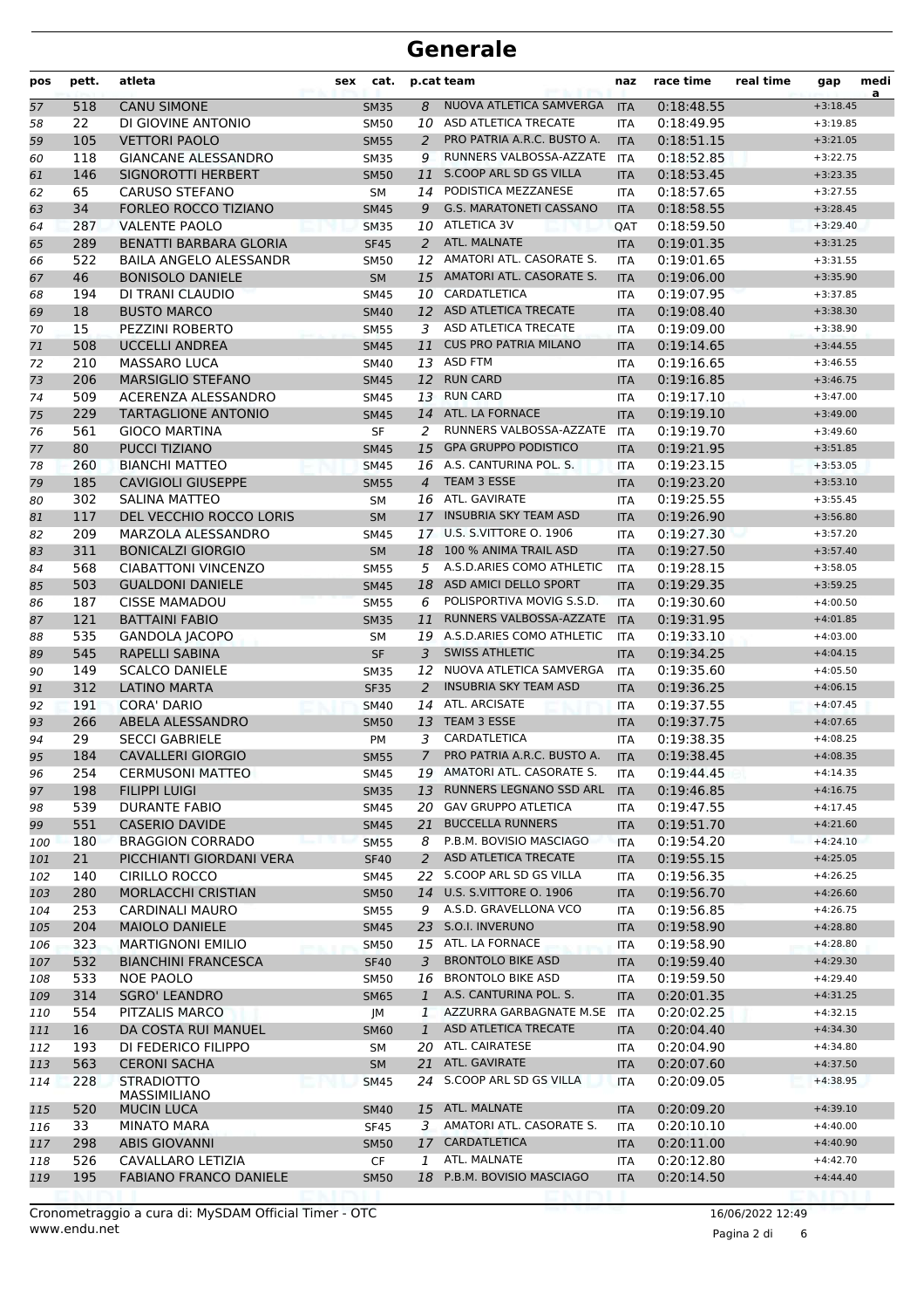# Generale

| pos | pett. | atleta | sex | cat. | p.cat | team | naz | race time | real time | gap | media |
|---|---|---|---|---|---|---|---|---|---|---|---|
| 57 | 518 | CANU SIMONE | | SM35 | 8 | NUOVA ATLETICA SAMVERGA | ITA | 0:18:48.55 | | +3:18.45 | |
| 58 | 22 | DI GIOVINE ANTONIO | | SM50 | 10 | ASD ATLETICA TRECATE | ITA | 0:18:49.95 | | +3:19.85 | |
| 59 | 105 | VETTORI PAOLO | | SM55 | 2 | PRO PATRIA A.R.C. BUSTO A. | ITA | 0:18:51.15 | | +3:21.05 | |
| 60 | 118 | GIANCANE ALESSANDRO | | SM35 | 9 | RUNNERS VALBOSSA-AZZATE | ITA | 0:18:52.85 | | +3:22.75 | |
| 61 | 146 | SIGNOROTTI HERBERT | | SM50 | 11 | S.COOP ARL SD GS VILLA | ITA | 0:18:53.45 | | +3:23.35 | |
| 62 | 65 | CARUSO STEFANO | | SM | 14 | PODISTICA MEZZANESE | ITA | 0:18:57.65 | | +3:27.55 | |
| 63 | 34 | FORLEO ROCCO TIZIANO | | SM45 | 9 | G.S. MARATONETI CASSANO | ITA | 0:18:58.55 | | +3:28.45 | |
| 64 | 287 | VALENTE PAOLO | | SM35 | 10 | ATLETICA 3V | QAT | 0:18:59.50 | | +3:29.40 | |
| 65 | 289 | BENATTI BARBARA GLORIA | | SF45 | 2 | ATL. MALNATE | ITA | 0:19:01.35 | | +3:31.25 | |
| 66 | 522 | BAILA ANGELO ALESSANDR | | SM50 | 12 | AMATORI ATL. CASORATE S. | ITA | 0:19:01.65 | | +3:31.55 | |
| 67 | 46 | BONISOLO DANIELE | | SM | 15 | AMATORI ATL. CASORATE S. | ITA | 0:19:06.00 | | +3:35.90 | |
| 68 | 194 | DI TRANI CLAUDIO | | SM45 | 10 | CARDATLETICA | ITA | 0:19:07.95 | | +3:37.85 | |
| 69 | 18 | BUSTO MARCO | | SM40 | 12 | ASD ATLETICA TRECATE | ITA | 0:19:08.40 | | +3:38.30 | |
| 70 | 15 | PEZZINI ROBERTO | | SM55 | 3 | ASD ATLETICA TRECATE | ITA | 0:19:09.00 | | +3:38.90 | |
| 71 | 508 | UCCELLI ANDREA | | SM45 | 11 | CUS PRO PATRIA MILANO | ITA | 0:19:14.65 | | +3:44.55 | |
| 72 | 210 | MASSARO LUCA | | SM40 | 13 | ASD FTM | ITA | 0:19:16.65 | | +3:46.55 | |
| 73 | 206 | MARSIGLIO STEFANO | | SM45 | 12 | RUN CARD | ITA | 0:19:16.85 | | +3:46.75 | |
| 74 | 509 | ACERENZA ALESSANDRO | | SM45 | 13 | RUN CARD | ITA | 0:19:17.10 | | +3:47.00 | |
| 75 | 229 | TARTAGLIONE ANTONIO | | SM45 | 14 | ATL. LA FORNACE | ITA | 0:19:19.10 | | +3:49.00 | |
| 76 | 561 | GIOCO MARTINA | | SF | 2 | RUNNERS VALBOSSA-AZZATE | ITA | 0:19:19.70 | | +3:49.60 | |
| 77 | 80 | PUCCI TIZIANO | | SM45 | 15 | GPA GRUPPO PODISTICO | ITA | 0:19:21.95 | | +3:51.85 | |
| 78 | 260 | BIANCHI MATTEO | | SM45 | 16 | A.S. CANTURINA POL. S. | ITA | 0:19:23.15 | | +3:53.05 | |
| 79 | 185 | CAVIGIOLI GIUSEPPE | | SM55 | 4 | TEAM 3 ESSE | ITA | 0:19:23.20 | | +3:53.10 | |
| 80 | 302 | SALINA MATTEO | | SM | 16 | ATL. GAVIRATE | ITA | 0:19:25.55 | | +3:55.45 | |
| 81 | 117 | DEL VECCHIO ROCCO LORIS | | SM | 17 | INSUBRIA SKY TEAM ASD | ITA | 0:19:26.90 | | +3:56.80 | |
| 82 | 209 | MARZOLA ALESSANDRO | | SM45 | 17 | U.S. S.VITTORE O. 1906 | ITA | 0:19:27.30 | | +3:57.20 | |
| 83 | 311 | BONICALZI GIORGIO | | SM | 18 | 100 % ANIMA TRAIL ASD | ITA | 0:19:27.50 | | +3:57.40 | |
| 84 | 568 | CIABATTONI VINCENZO | | SM55 | 5 | A.S.D.ARIES COMO ATHLETIC | ITA | 0:19:28.15 | | +3:58.05 | |
| 85 | 503 | GUALDONI DANIELE | | SM45 | 18 | ASD AMICI DELLO SPORT | ITA | 0:19:29.35 | | +3:59.25 | |
| 86 | 187 | CISSE MAMADOU | | SM55 | 6 | POLISPORTIVA MOVIG S.S.D. | ITA | 0:19:30.60 | | +4:00.50 | |
| 87 | 121 | BATTAINI FABIO | | SM35 | 11 | RUNNERS VALBOSSA-AZZATE | ITA | 0:19:31.95 | | +4:01.85 | |
| 88 | 535 | GANDOLA JACOPO | | SM | 19 | A.S.D.ARIES COMO ATHLETIC | ITA | 0:19:33.10 | | +4:03.00 | |
| 89 | 545 | RAPELLI SABINA | | SF | 3 | SWISS ATHLETIC | ITA | 0:19:34.25 | | +4:04.15 | |
| 90 | 149 | SCALCO DANIELE | | SM35 | 12 | NUOVA ATLETICA SAMVERGA | ITA | 0:19:35.60 | | +4:05.50 | |
| 91 | 312 | LATINO MARTA | | SF35 | 2 | INSUBRIA SKY TEAM ASD | ITA | 0:19:36.25 | | +4:06.15 | |
| 92 | 191 | CORA' DARIO | | SM40 | 14 | ATL. ARCISATE | ITA | 0:19:37.55 | | +4:07.45 | |
| 93 | 266 | ABELA ALESSANDRO | | SM50 | 13 | TEAM 3 ESSE | ITA | 0:19:37.75 | | +4:07.65 | |
| 94 | 29 | SECCI GABRIELE | | PM | 3 | CARDATLETICA | ITA | 0:19:38.35 | | +4:08.25 | |
| 95 | 184 | CAVALLERI GIORGIO | | SM55 | 7 | PRO PATRIA A.R.C. BUSTO A. | ITA | 0:19:38.45 | | +4:08.35 | |
| 96 | 254 | CERMUSONI MATTEO | | SM45 | 19 | AMATORI ATL. CASORATE S. | ITA | 0:19:44.45 | | +4:14.35 | |
| 97 | 198 | FILIPPI LUIGI | | SM35 | 13 | RUNNERS LEGNANO SSD ARL | ITA | 0:19:46.85 | | +4:16.75 | |
| 98 | 539 | DURANTE FABIO | | SM45 | 20 | GAV GRUPPO ATLETICA | ITA | 0:19:47.55 | | +4:17.45 | |
| 99 | 551 | CASERIO DAVIDE | | SM45 | 21 | BUCCELLA RUNNERS | ITA | 0:19:51.70 | | +4:21.60 | |
| 100 | 180 | BRAGGION CORRADO | | SM55 | 8 | P.B.M. BOVISIO MASCIAGO | ITA | 0:19:54.20 | | +4:24.10 | |
| 101 | 21 | PICCHIANTI GIORDANI VERA | | SF40 | 2 | ASD ATLETICA TRECATE | ITA | 0:19:55.15 | | +4:25.05 | |
| 102 | 140 | CIRILLO ROCCO | | SM45 | 22 | S.COOP ARL SD GS VILLA | ITA | 0:19:56.35 | | +4:26.25 | |
| 103 | 280 | MORLACCHI CRISTIAN | | SM50 | 14 | U.S. S.VITTORE O. 1906 | ITA | 0:19:56.70 | | +4:26.60 | |
| 104 | 253 | CARDINALI MAURO | | SM55 | 9 | A.S.D. GRAVELLONA VCO | ITA | 0:19:56.85 | | +4:26.75 | |
| 105 | 204 | MAIOLO DANIELE | | SM45 | 23 | S.O.I. INVERUNO | ITA | 0:19:58.90 | | +4:28.80 | |
| 106 | 323 | MARTIGNONI EMILIO | | SM50 | 15 | ATL. LA FORNACE | ITA | 0:19:58.90 | | +4:28.80 | |
| 107 | 532 | BIANCHINI FRANCESCA | | SF40 | 3 | BRONTOLO BIKE ASD | ITA | 0:19:59.40 | | +4:29.30 | |
| 108 | 533 | NOE PAOLO | | SM50 | 16 | BRONTOLO BIKE ASD | ITA | 0:19:59.50 | | +4:29.40 | |
| 109 | 314 | SGRO' LEANDRO | | SM65 | 1 | A.S. CANTURINA POL. S. | ITA | 0:20:01.35 | | +4:31.25 | |
| 110 | 554 | PITZALIS MARCO | | JM | 1 | AZZURRA GARBAGNATE M.SE | ITA | 0:20:02.25 | | +4:32.15 | |
| 111 | 16 | DA COSTA RUI MANUEL | | SM60 | 1 | ASD ATLETICA TRECATE | ITA | 0:20:04.40 | | +4:34.30 | |
| 112 | 193 | DI FEDERICO FILIPPO | | SM | 20 | ATL. CAIRATESE | ITA | 0:20:04.90 | | +4:34.80 | |
| 113 | 563 | CERONI SACHA | | SM | 21 | ATL. GAVIRATE | ITA | 0:20:07.60 | | +4:37.50 | |
| 114 | 228 | STRADIOTTO MASSIMILIANO | | SM45 | 24 | S.COOP ARL SD GS VILLA | ITA | 0:20:09.05 | | +4:38.95 | |
| 115 | 520 | MUCIN LUCA | | SM40 | 15 | ATL. MALNATE | ITA | 0:20:09.20 | | +4:39.10 | |
| 116 | 33 | MINATO MARA | | SF45 | 3 | AMATORI ATL. CASORATE S. | ITA | 0:20:10.10 | | +4:40.00 | |
| 117 | 298 | ABIS GIOVANNI | | SM50 | 17 | CARDATLETICA | ITA | 0:20:11.00 | | +4:40.90 | |
| 118 | 526 | CAVALLARO LETIZIA | | CF | 1 | ATL. MALNATE | ITA | 0:20:12.80 | | +4:42.70 | |
| 119 | 195 | FABIANO FRANCO DANIELE | | SM50 | 18 | P.B.M. BOVISIO MASCIAGO | ITA | 0:20:14.50 | | +4:44.40 | |

Cronometraggio a cura di: MySDAM Official Timer - OTC
www.endu.net

16/06/2022 12:49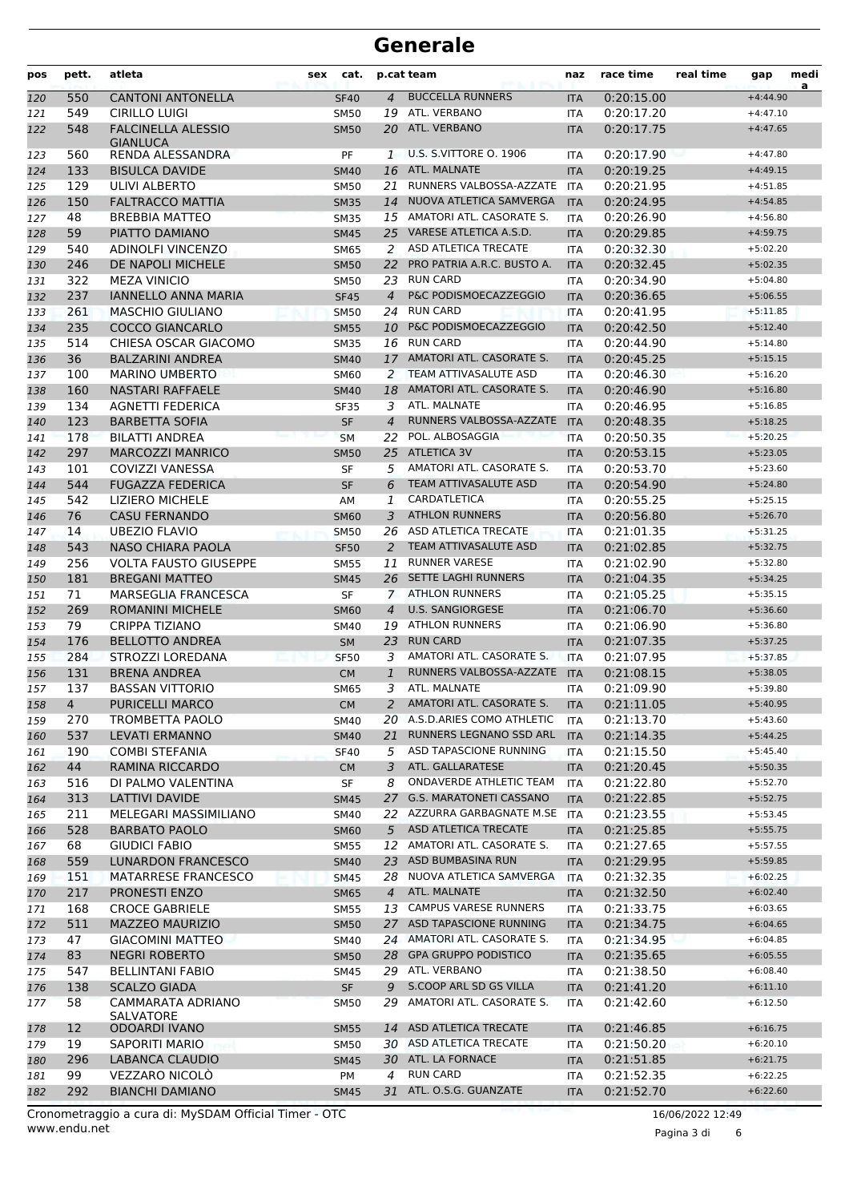# Generale

| pos | pett. | atleta | sex | cat. | p.cat | team | naz | race time | real time | gap | media |
|---|---|---|---|---|---|---|---|---|---|---|---|
| 120 | 550 | CANTONI ANTONELLA | | SF40 | 4 | BUCCELLA RUNNERS | ITA | 0:20:15.00 | | +4:44.90 | |
| 121 | 549 | CIRILLO LUIGI | | SM50 | 19 | ATL. VERBANO | ITA | 0:20:17.20 | | +4:47.10 | |
| 122 | 548 | FALCINELLA ALESSIO GIANLUCA | | SM50 | 20 | ATL. VERBANO | ITA | 0:20:17.75 | | +4:47.65 | |
| 123 | 560 | RENDA ALESSANDRA | | PF | 1 | U.S. S.VITTORE O. 1906 | ITA | 0:20:17.90 | | +4:47.80 | |
| 124 | 133 | BISULCA DAVIDE | | SM40 | 16 | ATL. MALNATE | ITA | 0:20:19.25 | | +4:49.15 | |
| 125 | 129 | ULIVI ALBERTO | | SM50 | 21 | RUNNERS VALBOSSA-AZZATE | ITA | 0:20:21.95 | | +4:51.85 | |
| 126 | 150 | FALTRACCO MATTIA | | SM35 | 14 | NUOVA ATLETICA SAMVERGA | ITA | 0:20:24.95 | | +4:54.85 | |
| 127 | 48 | BREBBIA MATTEO | | SM35 | 15 | AMATORI ATL. CASORATE S. | ITA | 0:20:26.90 | | +4:56.80 | |
| 128 | 59 | PIATTO DAMIANO | | SM45 | 25 | VARESE ATLETICA A.S.D. | ITA | 0:20:29.85 | | +4:59.75 | |
| 129 | 540 | ADINOLFI VINCENZO | | SM65 | 2 | ASD ATLETICA TRECATE | ITA | 0:20:32.30 | | +5:02.20 | |
| 130 | 246 | DE NAPOLI MICHELE | | SM50 | 22 | PRO PATRIA A.R.C. BUSTO A. | ITA | 0:20:32.45 | | +5:02.35 | |
| 131 | 322 | MEZA VINICIO | | SM50 | 23 | RUN CARD | ITA | 0:20:34.90 | | +5:04.80 | |
| 132 | 237 | IANNELLO ANNA MARIA | | SF45 | 4 | P&C PODISMOECAZZEGGIO | ITA | 0:20:36.65 | | +5:06.55 | |
| 133 | 261 | MASCHIO GIULIANO | | SM50 | 24 | RUN CARD | ITA | 0:20:41.95 | | +5:11.85 | |
| 134 | 235 | COCCO GIANCARLO | | SM55 | 10 | P&C PODISMOECAZZEGGIO | ITA | 0:20:42.50 | | +5:12.40 | |
| 135 | 514 | CHIESA OSCAR GIACOMO | | SM35 | 16 | RUN CARD | ITA | 0:20:44.90 | | +5:14.80 | |
| 136 | 36 | BALZARINI ANDREA | | SM40 | 17 | AMATORI ATL. CASORATE S. | ITA | 0:20:45.25 | | +5:15.15 | |
| 137 | 100 | MARINO UMBERTO | | SM60 | 2 | TEAM ATTIVASALUTE ASD | ITA | 0:20:46.30 | | +5:16.20 | |
| 138 | 160 | NASTARI RAFFAELE | | SM40 | 18 | AMATORI ATL. CASORATE S. | ITA | 0:20:46.90 | | +5:16.80 | |
| 139 | 134 | AGNETTI FEDERICA | | SF35 | 3 | ATL. MALNATE | ITA | 0:20:46.95 | | +5:16.85 | |
| 140 | 123 | BARBETTA SOFIA | | SF | 4 | RUNNERS VALBOSSA-AZZATE | ITA | 0:20:48.35 | | +5:18.25 | |
| 141 | 178 | BILATTI ANDREA | | SM | 22 | POL. ALBOSAGGIA | ITA | 0:20:50.35 | | +5:20.25 | |
| 142 | 297 | MARCOZZI MANRICO | | SM50 | 25 | ATLETICA 3V | ITA | 0:20:53.15 | | +5:23.05 | |
| 143 | 101 | COVIZZI VANESSA | | SF | 5 | AMATORI ATL. CASORATE S. | ITA | 0:20:53.70 | | +5:23.60 | |
| 144 | 544 | FUGAZZA FEDERICA | | SF | 6 | TEAM ATTIVASALUTE ASD | ITA | 0:20:54.90 | | +5:24.80 | |
| 145 | 542 | LIZIERO MICHELE | | AM | 1 | CARDATLETICA | ITA | 0:20:55.25 | | +5:25.15 | |
| 146 | 76 | CASU FERNANDO | | SM60 | 3 | ATHLON RUNNERS | ITA | 0:20:56.80 | | +5:26.70 | |
| 147 | 14 | UBEZIO FLAVIO | | SM50 | 26 | ASD ATLETICA TRECATE | ITA | 0:21:01.35 | | +5:31.25 | |
| 148 | 543 | NASO CHIARA PAOLA | | SF50 | 2 | TEAM ATTIVASALUTE ASD | ITA | 0:21:02.85 | | +5:32.75 | |
| 149 | 256 | VOLTA FAUSTO GIUSEPPE | | SM55 | 11 | RUNNER VARESE | ITA | 0:21:02.90 | | +5:32.80 | |
| 150 | 181 | BREGANI MATTEO | | SM45 | 26 | SETTE LAGHI RUNNERS | ITA | 0:21:04.35 | | +5:34.25 | |
| 151 | 71 | MARSEGLIA FRANCESCA | | SF | 7 | ATHLON RUNNERS | ITA | 0:21:05.25 | | +5:35.15 | |
| 152 | 269 | ROMANINI MICHELE | | SM60 | 4 | U.S. SANGIORGESE | ITA | 0:21:06.70 | | +5:36.60 | |
| 153 | 79 | CRIPPA TIZIANO | | SM40 | 19 | ATHLON RUNNERS | ITA | 0:21:06.90 | | +5:36.80 | |
| 154 | 176 | BELLOTTO ANDREA | | SM | 23 | RUN CARD | ITA | 0:21:07.35 | | +5:37.25 | |
| 155 | 284 | STROZZI LOREDANA | | SF50 | 3 | AMATORI ATL. CASORATE S. | ITA | 0:21:07.95 | | +5:37.85 | |
| 156 | 131 | BRENA ANDREA | | CM | 1 | RUNNERS VALBOSSA-AZZATE | ITA | 0:21:08.15 | | +5:38.05 | |
| 157 | 137 | BASSAN VITTORIO | | SM65 | 3 | ATL. MALNATE | ITA | 0:21:09.90 | | +5:39.80 | |
| 158 | 4 | PURICELLI MARCO | | CM | 2 | AMATORI ATL. CASORATE S. | ITA | 0:21:11.05 | | +5:40.95 | |
| 159 | 270 | TROMBETTA PAOLO | | SM40 | 20 | A.S.D.ARIES COMO ATHLETIC | ITA | 0:21:13.70 | | +5:43.60 | |
| 160 | 537 | LEVATI ERMANNO | | SM40 | 21 | RUNNERS LEGNANO SSD ARL | ITA | 0:21:14.35 | | +5:44.25 | |
| 161 | 190 | COMBI STEFANIA | | SF40 | 5 | ASD TAPASCIONE RUNNING | ITA | 0:21:15.50 | | +5:45.40 | |
| 162 | 44 | RAMINA RICCARDO | | CM | 3 | ATL. GALLARATESE | ITA | 0:21:20.45 | | +5:50.35 | |
| 163 | 516 | DI PALMO VALENTINA | | SF | 8 | ONDAVERDE ATHLETIC TEAM | ITA | 0:21:22.80 | | +5:52.70 | |
| 164 | 313 | LATTIVI DAVIDE | | SM45 | 27 | G.S. MARATONETI CASSANO | ITA | 0:21:22.85 | | +5:52.75 | |
| 165 | 211 | MELEGARI MASSIMILIANO | | SM40 | 22 | AZZURRA GARBAGNATE M.SE | ITA | 0:21:23.55 | | +5:53.45 | |
| 166 | 528 | BARBATO PAOLO | | SM60 | 5 | ASD ATLETICA TRECATE | ITA | 0:21:25.85 | | +5:55.75 | |
| 167 | 68 | GIUDICI FABIO | | SM55 | 12 | AMATORI ATL. CASORATE S. | ITA | 0:21:27.65 | | +5:57.55 | |
| 168 | 559 | LUNARDON FRANCESCO | | SM40 | 23 | ASD BUMBASINA RUN | ITA | 0:21:29.95 | | +5:59.85 | |
| 169 | 151 | MATARRESE FRANCESCO | | SM45 | 28 | NUOVA ATLETICA SAMVERGA | ITA | 0:21:32.35 | | +6:02.25 | |
| 170 | 217 | PRONESTI ENZO | | SM65 | 4 | ATL. MALNATE | ITA | 0:21:32.50 | | +6:02.40 | |
| 171 | 168 | CROCE GABRIELE | | SM55 | 13 | CAMPUS VARESE RUNNERS | ITA | 0:21:33.75 | | +6:03.65 | |
| 172 | 511 | MAZZEO MAURIZIO | | SM50 | 27 | ASD TAPASCIONE RUNNING | ITA | 0:21:34.75 | | +6:04.65 | |
| 173 | 47 | GIACOMINI MATTEO | | SM40 | 24 | AMATORI ATL. CASORATE S. | ITA | 0:21:34.95 | | +6:04.85 | |
| 174 | 83 | NEGRI ROBERTO | | SM50 | 28 | GPA GRUPPO PODISTICO | ITA | 0:21:35.65 | | +6:05.55 | |
| 175 | 547 | BELLINTANI FABIO | | SM45 | 29 | ATL. VERBANO | ITA | 0:21:38.50 | | +6:08.40 | |
| 176 | 138 | SCALZO GIADA | | SF | 9 | S.COOP ARL SD GS VILLA | ITA | 0:21:41.20 | | +6:11.10 | |
| 177 | 58 | CAMMARATA ADRIANO SALVATORE | | SM50 | 29 | AMATORI ATL. CASORATE S. | ITA | 0:21:42.60 | | +6:12.50 | |
| 178 | 12 | ODOARDI IVANO | | SM55 | 14 | ASD ATLETICA TRECATE | ITA | 0:21:46.85 | | +6:16.75 | |
| 179 | 19 | SAPORITI MARIO | | SM50 | 30 | ASD ATLETICA TRECATE | ITA | 0:21:50.20 | | +6:20.10 | |
| 180 | 296 | LABANCA CLAUDIO | | SM45 | 30 | ATL. LA FORNACE | ITA | 0:21:51.85 | | +6:21.75 | |
| 181 | 99 | VEZZARO NICOLÒ | | PM | 4 | RUN CARD | ITA | 0:21:52.35 | | +6:22.25 | |
| 182 | 292 | BIANCHI DAMIANO | | SM45 | 31 | ATL. O.S.G. GUANZATE | ITA | 0:21:52.70 | | +6:22.60 | |

Cronometraggio a cura di: MySDAM Official Timer - OTC
www.endu.net
16/06/2022 12:49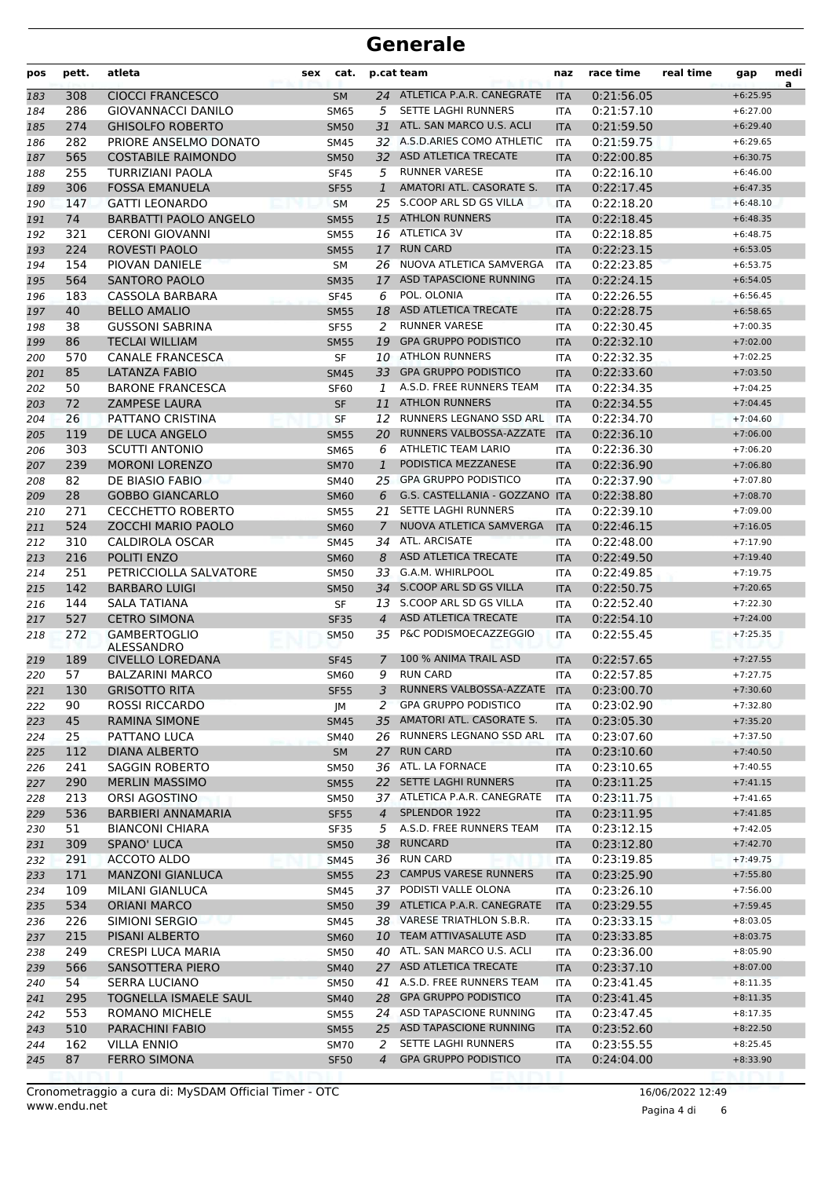# Generale

| pos | pett. | atleta | sex | cat. | p.cat | team | naz | race time | real time | gap | media |
|---|---|---|---|---|---|---|---|---|---|---|---|
| 183 | 308 | CIOCCI FRANCESCO | | SM | 24 | ATLETICA P.A.R. CANEGRATE | ITA | 0:21:56.05 | | +6:25.95 | |
| 184 | 286 | GIOVANNACCI DANILO | | SM65 | 5 | SETTE LAGHI RUNNERS | ITA | 0:21:57.10 | | +6:27.00 | |
| 185 | 274 | GHISOLFO ROBERTO | | SM50 | 31 | ATL. SAN MARCO U.S. ACLI | ITA | 0:21:59.50 | | +6:29.40 | |
| 186 | 282 | PRIORE ANSELMO DONATO | | SM45 | 32 | A.S.D.ARIES COMO ATHLETIC | ITA | 0:21:59.75 | | +6:29.65 | |
| 187 | 565 | COSTABILE RAIMONDO | | SM50 | 32 | ASD ATLETICA TRECATE | ITA | 0:22:00.85 | | +6:30.75 | |
| 188 | 255 | TURRIZIANI PAOLA | | SF45 | 5 | RUNNER VARESE | ITA | 0:22:16.10 | | +6:46.00 | |
| 189 | 306 | FOSSA EMANUELA | | SF55 | 1 | AMATORI ATL. CASORATE S. | ITA | 0:22:17.45 | | +6:47.35 | |
| 190 | 147 | GATTI LEONARDO | | SM | 25 | S.COOP ARL SD GS VILLA | ITA | 0:22:18.20 | | +6:48.10 | |
| 191 | 74 | BARBATTI PAOLO ANGELO | | SM55 | 15 | ATHLON RUNNERS | ITA | 0:22:18.45 | | +6:48.35 | |
| 192 | 321 | CERONI GIOVANNI | | SM55 | 16 | ATLETICA 3V | ITA | 0:22:18.85 | | +6:48.75 | |
| 193 | 224 | ROVESTI PAOLO | | SM55 | 17 | RUN CARD | ITA | 0:22:23.15 | | +6:53.05 | |
| 194 | 154 | PIOVAN DANIELE | | SM | 26 | NUOVA ATLETICA SAMVERGA | ITA | 0:22:23.85 | | +6:53.75 | |
| 195 | 564 | SANTORO PAOLO | | SM35 | 17 | ASD TAPASCIONE RUNNING | ITA | 0:22:24.15 | | +6:54.05 | |
| 196 | 183 | CASSOLA BARBARA | | SF45 | 6 | POL. OLONIA | ITA | 0:22:26.55 | | +6:56.45 | |
| 197 | 40 | BELLO AMALIO | | SM55 | 18 | ASD ATLETICA TRECATE | ITA | 0:22:28.75 | | +6:58.65 | |
| 198 | 38 | GUSSONI SABRINA | | SF55 | 2 | RUNNER VARESE | ITA | 0:22:30.45 | | +7:00.35 | |
| 199 | 86 | TECLAI WILLIAM | | SM55 | 19 | GPA GRUPPO PODISTICO | ITA | 0:22:32.10 | | +7:02.00 | |
| 200 | 570 | CANALE FRANCESCA | | SF | 10 | ATHLON RUNNERS | ITA | 0:22:32.35 | | +7:02.25 | |
| 201 | 85 | LATANZA FABIO | | SM45 | 33 | GPA GRUPPO PODISTICO | ITA | 0:22:33.60 | | +7:03.50 | |
| 202 | 50 | BARONE FRANCESCA | | SF60 | 1 | A.S.D. FREE RUNNERS TEAM | ITA | 0:22:34.35 | | +7:04.25 | |
| 203 | 72 | ZAMPESE LAURA | | SF | 11 | ATHLON RUNNERS | ITA | 0:22:34.55 | | +7:04.45 | |
| 204 | 26 | PATTANO CRISTINA | | SF | 12 | RUNNERS LEGNANO SSD ARL | ITA | 0:22:34.70 | | +7:04.60 | |
| 205 | 119 | DE LUCA ANGELO | | SM55 | 20 | RUNNERS VALBOSSA-AZZATE | ITA | 0:22:36.10 | | +7:06.00 | |
| 206 | 303 | SCUTTI ANTONIO | | SM65 | 6 | ATHLETIC TEAM LARIO | ITA | 0:22:36.30 | | +7:06.20 | |
| 207 | 239 | MORONI LORENZO | | SM70 | 1 | PODISTICA MEZZANESE | ITA | 0:22:36.90 | | +7:06.80 | |
| 208 | 82 | DE BIASIO FABIO | | SM40 | 25 | GPA GRUPPO PODISTICO | ITA | 0:22:37.90 | | +7:07.80 | |
| 209 | 28 | GOBBO GIANCARLO | | SM60 | 6 | G.S. CASTELLANIA - GOZZANO | ITA | 0:22:38.80 | | +7:08.70 | |
| 210 | 271 | CECCHETTO ROBERTO | | SM55 | 21 | SETTE LAGHI RUNNERS | ITA | 0:22:39.10 | | +7:09.00 | |
| 211 | 524 | ZOCCHI MARIO PAOLO | | SM60 | 7 | NUOVA ATLETICA SAMVERGA | ITA | 0:22:46.15 | | +7:16.05 | |
| 212 | 310 | CALDIROLA OSCAR | | SM45 | 34 | ATL. ARCISATE | ITA | 0:22:48.00 | | +7:17.90 | |
| 213 | 216 | POLITI ENZO | | SM60 | 8 | ASD ATLETICA TRECATE | ITA | 0:22:49.50 | | +7:19.40 | |
| 214 | 251 | PETRICCIOLLA SALVATORE | | SM50 | 33 | G.A.M. WHIRLPOOL | ITA | 0:22:49.85 | | +7:19.75 | |
| 215 | 142 | BARBARO LUIGI | | SM50 | 34 | S.COOP ARL SD GS VILLA | ITA | 0:22:50.75 | | +7:20.65 | |
| 216 | 144 | SALA TATIANA | | SF | 13 | S.COOP ARL SD GS VILLA | ITA | 0:22:52.40 | | +7:22.30 | |
| 217 | 527 | CETRO SIMONA | | SF35 | 4 | ASD ATLETICA TRECATE | ITA | 0:22:54.10 | | +7:24.00 | |
| 218 | 272 | GAMBERTOGLIO ALESSANDRO | | SM50 | 35 | P&C PODISMOECAZZEGGIO | ITA | 0:22:55.45 | | +7:25.35 | |
| 219 | 189 | CIVELLO LOREDANA | | SF45 | 7 | 100 % ANIMA TRAIL ASD | ITA | 0:22:57.65 | | +7:27.55 | |
| 220 | 57 | BALZARINI MARCO | | SM60 | 9 | RUN CARD | ITA | 0:22:57.85 | | +7:27.75 | |
| 221 | 130 | GRISOTTO RITA | | SF55 | 3 | RUNNERS VALBOSSA-AZZATE | ITA | 0:23:00.70 | | +7:30.60 | |
| 222 | 90 | ROSSI RICCARDO | | JM | 2 | GPA GRUPPO PODISTICO | ITA | 0:23:02.90 | | +7:32.80 | |
| 223 | 45 | RAMINA SIMONE | | SM45 | 35 | AMATORI ATL. CASORATE S. | ITA | 0:23:05.30 | | +7:35.20 | |
| 224 | 25 | PATTANO LUCA | | SM40 | 26 | RUNNERS LEGNANO SSD ARL | ITA | 0:23:07.60 | | +7:37.50 | |
| 225 | 112 | DIANA ALBERTO | | SM | 27 | RUN CARD | ITA | 0:23:10.60 | | +7:40.50 | |
| 226 | 241 | SAGGIN ROBERTO | | SM50 | 36 | ATL. LA FORNACE | ITA | 0:23:10.65 | | +7:40.55 | |
| 227 | 290 | MERLIN MASSIMO | | SM55 | 22 | SETTE LAGHI RUNNERS | ITA | 0:23:11.25 | | +7:41.15 | |
| 228 | 213 | ORSI AGOSTINO | | SM50 | 37 | ATLETICA P.A.R. CANEGRATE | ITA | 0:23:11.75 | | +7:41.65 | |
| 229 | 536 | BARBIERI ANNAMARIA | | SF55 | 4 | SPLENDOR 1922 | ITA | 0:23:11.95 | | +7:41.85 | |
| 230 | 51 | BIANCONI CHIARA | | SF35 | 5 | A.S.D. FREE RUNNERS TEAM | ITA | 0:23:12.15 | | +7:42.05 | |
| 231 | 309 | SPANO' LUCA | | SM50 | 38 | RUNCARD | ITA | 0:23:12.80 | | +7:42.70 | |
| 232 | 291 | ACCOTO ALDO | | SM45 | 36 | RUN CARD | ITA | 0:23:19.85 | | +7:49.75 | |
| 233 | 171 | MANZONI GIANLUCA | | SM55 | 23 | CAMPUS VARESE RUNNERS | ITA | 0:23:25.90 | | +7:55.80 | |
| 234 | 109 | MILANI GIANLUCA | | SM45 | 37 | PODISTI VALLE OLONA | ITA | 0:23:26.10 | | +7:56.00 | |
| 235 | 534 | ORIANI MARCO | | SM50 | 39 | ATLETICA P.A.R. CANEGRATE | ITA | 0:23:29.55 | | +7:59.45 | |
| 236 | 226 | SIMIONI SERGIO | | SM45 | 38 | VARESE TRIATHLON S.B.R. | ITA | 0:23:33.15 | | +8:03.05 | |
| 237 | 215 | PISANI ALBERTO | | SM60 | 10 | TEAM ATTIVASALUTE ASD | ITA | 0:23:33.85 | | +8:03.75 | |
| 238 | 249 | CRESPI LUCA MARIA | | SM50 | 40 | ATL. SAN MARCO U.S. ACLI | ITA | 0:23:36.00 | | +8:05.90 | |
| 239 | 566 | SANSOTTERA PIERO | | SM40 | 27 | ASD ATLETICA TRECATE | ITA | 0:23:37.10 | | +8:07.00 | |
| 240 | 54 | SERRA LUCIANO | | SM50 | 41 | A.S.D. FREE RUNNERS TEAM | ITA | 0:23:41.45 | | +8:11.35 | |
| 241 | 295 | TOGNELLA ISMAELE SAUL | | SM40 | 28 | GPA GRUPPO PODISTICO | ITA | 0:23:41.45 | | +8:11.35 | |
| 242 | 553 | ROMANO MICHELE | | SM55 | 24 | ASD TAPASCIONE RUNNING | ITA | 0:23:47.45 | | +8:17.35 | |
| 243 | 510 | PARACHINI FABIO | | SM55 | 25 | ASD TAPASCIONE RUNNING | ITA | 0:23:52.60 | | +8:22.50 | |
| 244 | 162 | VILLA ENNIO | | SM70 | 2 | SETTE LAGHI RUNNERS | ITA | 0:23:55.55 | | +8:25.45 | |
| 245 | 87 | FERRO SIMONA | | SF50 | 4 | GPA GRUPPO PODISTICO | ITA | 0:24:04.00 | | +8:33.90 | |

Cronometraggio a cura di: MySDAM Official Timer - OTC
www.endu.net

16/06/2022 12:49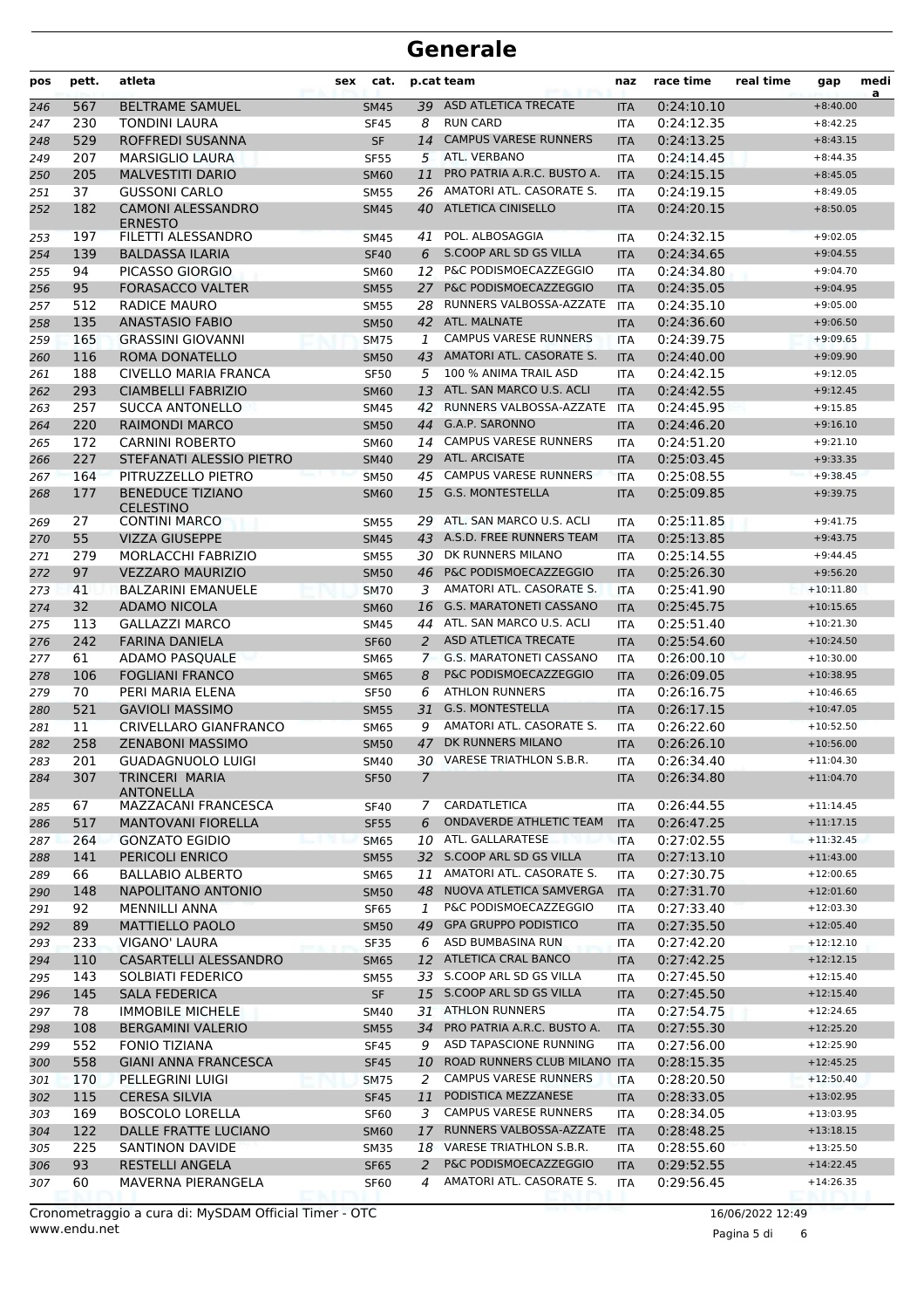# Generale

| pos | pett. | atleta | sex | cat. | p.cat | team | naz | race time | real time | gap | media |
|---|---|---|---|---|---|---|---|---|---|---|---|
| 246 | 567 | BELTRAME SAMUEL | | SM45 | 39 | ASD ATLETICA TRECATE | ITA | 0:24:10.10 | | +8:40.00 | |
| 247 | 230 | TONDINI LAURA | | SF45 | 8 | RUN CARD | ITA | 0:24:12.35 | | +8:42.25 | |
| 248 | 529 | ROFFREDI SUSANNA | | SF | 14 | CAMPUS VARESE RUNNERS | ITA | 0:24:13.25 | | +8:43.15 | |
| 249 | 207 | MARSIGLIO LAURA | | SF55 | 5 | ATL. VERBANO | ITA | 0:24:14.45 | | +8:44.35 | |
| 250 | 205 | MALVESTITI DARIO | | SM60 | 11 | PRO PATRIA A.R.C. BUSTO A. | ITA | 0:24:15.15 | | +8:45.05 | |
| 251 | 37 | GUSSONI CARLO | | SM55 | 26 | AMATORI ATL. CASORATE S. | ITA | 0:24:19.15 | | +8:49.05 | |
| 252 | 182 | CAMONI ALESSANDRO ERNESTO | | SM45 | 40 | ATLETICA CINISELLO | ITA | 0:24:20.15 | | +8:50.05 | |
| 253 | 197 | FILETTI ALESSANDRO | | SM45 | 41 | POL. ALBOSAGGIA | ITA | 0:24:32.15 | | +9:02.05 | |
| 254 | 139 | BALDASSA ILARIA | | SF40 | 6 | S.COOP ARL SD GS VILLA | ITA | 0:24:34.65 | | +9:04.55 | |
| 255 | 94 | PICASSO GIORGIO | | SM60 | 12 | P&C PODISMOECAZZEGGIO | ITA | 0:24:34.80 | | +9:04.70 | |
| 256 | 95 | FORASACCO VALTER | | SM55 | 27 | P&C PODISMOECAZZEGGIO | ITA | 0:24:35.05 | | +9:04.95 | |
| 257 | 512 | RADICE MAURO | | SM55 | 28 | RUNNERS VALBOSSA-AZZATE | ITA | 0:24:35.10 | | +9:05.00 | |
| 258 | 135 | ANASTASIO FABIO | | SM50 | 42 | ATL. MALNATE | ITA | 0:24:36.60 | | +9:06.50 | |
| 259 | 165 | GRASSINI GIOVANNI | | SM75 | 1 | CAMPUS VARESE RUNNERS | ITA | 0:24:39.75 | | +9:09.65 | |
| 260 | 116 | ROMA DONATELLO | | SM50 | 43 | AMATORI ATL. CASORATE S. | ITA | 0:24:40.00 | | +9:09.90 | |
| 261 | 188 | CIVELLO MARIA FRANCA | | SF50 | 5 | 100 % ANIMA TRAIL ASD | ITA | 0:24:42.15 | | +9:12.05 | |
| 262 | 293 | CIAMBELLI FABRIZIO | | SM60 | 13 | ATL. SAN MARCO U.S. ACLI | ITA | 0:24:42.55 | | +9:12.45 | |
| 263 | 257 | SUCCA ANTONELLO | | SM45 | 42 | RUNNERS VALBOSSA-AZZATE | ITA | 0:24:45.95 | | +9:15.85 | |
| 264 | 220 | RAIMONDI MARCO | | SM50 | 44 | G.A.P. SARONNO | ITA | 0:24:46.20 | | +9:16.10 | |
| 265 | 172 | CARNINI ROBERTO | | SM60 | 14 | CAMPUS VARESE RUNNERS | ITA | 0:24:51.20 | | +9:21.10 | |
| 266 | 227 | STEFANATI ALESSIO PIETRO | | SM40 | 29 | ATL. ARCISATE | ITA | 0:25:03.45 | | +9:33.35 | |
| 267 | 164 | PITRUZZELLO PIETRO | | SM50 | 45 | CAMPUS VARESE RUNNERS | ITA | 0:25:08.55 | | +9:38.45 | |
| 268 | 177 | BENEDUCE TIZIANO CELESTINO | | SM60 | 15 | G.S. MONTESTELLA | ITA | 0:25:09.85 | | +9:39.75 | |
| 269 | 27 | CONTINI MARCO | | SM55 | 29 | ATL. SAN MARCO U.S. ACLI | ITA | 0:25:11.85 | | +9:41.75 | |
| 270 | 55 | VIZZA GIUSEPPE | | SM45 | 43 | A.S.D. FREE RUNNERS TEAM | ITA | 0:25:13.85 | | +9:43.75 | |
| 271 | 279 | MORLACCHI FABRIZIO | | SM55 | 30 | DK RUNNERS MILANO | ITA | 0:25:14.55 | | +9:44.45 | |
| 272 | 97 | VEZZARO MAURIZIO | | SM50 | 46 | P&C PODISMOECAZZEGGIO | ITA | 0:25:26.30 | | +9:56.20 | |
| 273 | 41 | BALZARINI EMANUELE | | SM70 | 3 | AMATORI ATL. CASORATE S. | ITA | 0:25:41.90 | | +10:11.80 | |
| 274 | 32 | ADAMO NICOLA | | SM60 | 16 | G.S. MARATONETI CASSANO | ITA | 0:25:45.75 | | +10:15.65 | |
| 275 | 113 | GALLAZZI MARCO | | SM45 | 44 | ATL. SAN MARCO U.S. ACLI | ITA | 0:25:51.40 | | +10:21.30 | |
| 276 | 242 | FARINA DANIELA | | SF60 | 2 | ASD ATLETICA TRECATE | ITA | 0:25:54.60 | | +10:24.50 | |
| 277 | 61 | ADAMO PASQUALE | | SM65 | 7 | G.S. MARATONETI CASSANO | ITA | 0:26:00.10 | | +10:30.00 | |
| 278 | 106 | FOGLIANI FRANCO | | SM65 | 8 | P&C PODISMOECAZZEGGIO | ITA | 0:26:09.05 | | +10:38.95 | |
| 279 | 70 | PERI MARIA ELENA | | SF50 | 6 | ATHLON RUNNERS | ITA | 0:26:16.75 | | +10:46.65 | |
| 280 | 521 | GAVIOLI MASSIMO | | SM55 | 31 | G.S. MONTESTELLA | ITA | 0:26:17.15 | | +10:47.05 | |
| 281 | 11 | CRIVELLARO GIANFRANCO | | SM65 | 9 | AMATORI ATL. CASORATE S. | ITA | 0:26:22.60 | | +10:52.50 | |
| 282 | 258 | ZENABONI MASSIMO | | SM50 | 47 | DK RUNNERS MILANO | ITA | 0:26:26.10 | | +10:56.00 | |
| 283 | 201 | GUADAGNUOLO LUIGI | | SM40 | 30 | VARESE TRIATHLON S.B.R. | ITA | 0:26:34.40 | | +11:04.30 | |
| 284 | 307 | TRINCERI MARIA ANTONELLA | | SF50 | 7 | | ITA | 0:26:34.80 | | +11:04.70 | |
| 285 | 67 | MAZZACANI FRANCESCA | | SF40 | 7 | CARDATLETICA | ITA | 0:26:44.55 | | +11:14.45 | |
| 286 | 517 | MANTOVANI FIORELLA | | SF55 | 6 | ONDAVERDE ATHLETIC TEAM | ITA | 0:26:47.25 | | +11:17.15 | |
| 287 | 264 | GONZATO EGIDIO | | SM65 | 10 | ATL. GALLARATESE | ITA | 0:27:02.55 | | +11:32.45 | |
| 288 | 141 | PERICOLI ENRICO | | SM55 | 32 | S.COOP ARL SD GS VILLA | ITA | 0:27:13.10 | | +11:43.00 | |
| 289 | 66 | BALLABIO ALBERTO | | SM65 | 11 | AMATORI ATL. CASORATE S. | ITA | 0:27:30.75 | | +12:00.65 | |
| 290 | 148 | NAPOLITANO ANTONIO | | SM50 | 48 | NUOVA ATLETICA SAMVERGA | ITA | 0:27:31.70 | | +12:01.60 | |
| 291 | 92 | MENNILLI ANNA | | SF65 | 1 | P&C PODISMOECAZZEGGIO | ITA | 0:27:33.40 | | +12:03.30 | |
| 292 | 89 | MATTIELLO PAOLO | | SM50 | 49 | GPA GRUPPO PODISTICO | ITA | 0:27:35.50 | | +12:05.40 | |
| 293 | 233 | VIGANO' LAURA | | SF35 | 6 | ASD BUMBASINA RUN | ITA | 0:27:42.20 | | +12:12.10 | |
| 294 | 110 | CASARTELLI ALESSANDRO | | SM65 | 12 | ATLETICA CRAL BANCO | ITA | 0:27:42.25 | | +12:12.15 | |
| 295 | 143 | SOLBIATI FEDERICO | | SM55 | 33 | S.COOP ARL SD GS VILLA | ITA | 0:27:45.50 | | +12:15.40 | |
| 296 | 145 | SALA FEDERICA | | SF | 15 | S.COOP ARL SD GS VILLA | ITA | 0:27:45.50 | | +12:15.40 | |
| 297 | 78 | IMMOBILE MICHELE | | SM40 | 31 | ATHLON RUNNERS | ITA | 0:27:54.75 | | +12:24.65 | |
| 298 | 108 | BERGAMINI VALERIO | | SM55 | 34 | PRO PATRIA A.R.C. BUSTO A. | ITA | 0:27:55.30 | | +12:25.20 | |
| 299 | 552 | FONIO TIZIANA | | SF45 | 9 | ASD TAPASCIONE RUNNING | ITA | 0:27:56.00 | | +12:25.90 | |
| 300 | 558 | GIANI ANNA FRANCESCA | | SF45 | 10 | ROAD RUNNERS CLUB MILANO | ITA | 0:28:15.35 | | +12:45.25 | |
| 301 | 170 | PELLEGRINI LUIGI | | SM75 | 2 | CAMPUS VARESE RUNNERS | ITA | 0:28:20.50 | | +12:50.40 | |
| 302 | 115 | CERESA SILVIA | | SF45 | 11 | PODISTICA MEZZANESE | ITA | 0:28:33.05 | | +13:02.95 | |
| 303 | 169 | BOSCOLO LORELLA | | SF60 | 3 | CAMPUS VARESE RUNNERS | ITA | 0:28:34.05 | | +13:03.95 | |
| 304 | 122 | DALLE FRATTE LUCIANO | | SM60 | 17 | RUNNERS VALBOSSA-AZZATE | ITA | 0:28:48.25 | | +13:18.15 | |
| 305 | 225 | SANTINON DAVIDE | | SM35 | 18 | VARESE TRIATHLON S.B.R. | ITA | 0:28:55.60 | | +13:25.50 | |
| 306 | 93 | RESTELLI ANGELA | | SF65 | 2 | P&C PODISMOECAZZEGGIO | ITA | 0:29:52.55 | | +14:22.45 | |
| 307 | 60 | MAVERNA PIERANGELA | | SF60 | 4 | AMATORI ATL. CASORATE S. | ITA | 0:29:56.45 | | +14:26.35 | |

Cronometraggio a cura di: MySDAM Official Timer - OTC
www.endu.net

16/06/2022 12:49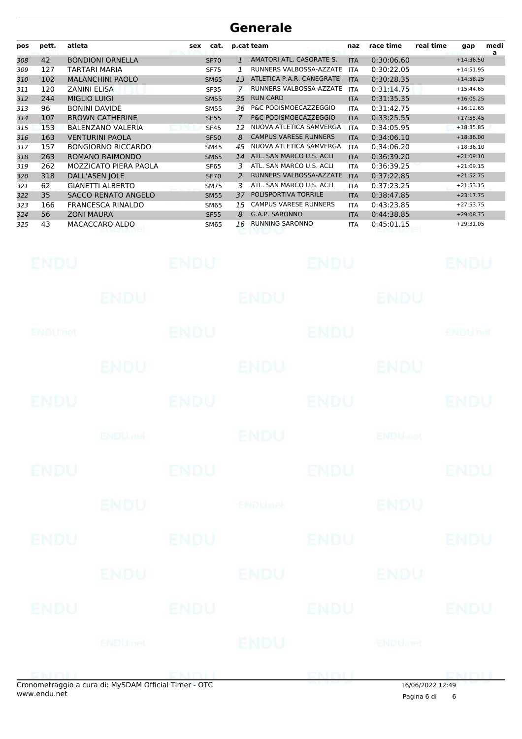# Generale

| pos | pett. | atleta | sex | cat. | p.cat | team | naz | race time | real time | gap | media |
|---|---|---|---|---|---|---|---|---|---|---|---|
| 308 | 42 | BONDIONI ORNELLA | | SF70 | 1 | AMATORI ATL. CASORATE S. | ITA | 0:30:06.60 | | +14:36.50 | |
| 309 | 127 | TARTARI MARIA | | SF75 | 1 | RUNNERS VALBOSSA-AZZATE | ITA | 0:30:22.05 | | +14:51.95 | |
| 310 | 102 | MALANCHINI PAOLO | | SM65 | 13 | ATLETICA P.A.R. CANEGRATE | ITA | 0:30:28.35 | | +14:58.25 | |
| 311 | 120 | ZANINI ELISA | | SF35 | 7 | RUNNERS VALBOSSA-AZZATE | ITA | 0:31:14.75 | | +15:44.65 | |
| 312 | 244 | MIGLIO LUIGI | | SM55 | 35 | RUN CARD | ITA | 0:31:35.35 | | +16:05.25 | |
| 313 | 96 | BONINI DAVIDE | | SM55 | 36 | P&C PODISMOECAZZEGGIO | ITA | 0:31:42.75 | | +16:12.65 | |
| 314 | 107 | BROWN CATHERINE | | SF55 | 7 | P&C PODISMOECAZZEGGIO | ITA | 0:33:25.55 | | +17:55.45 | |
| 315 | 153 | BALENZANO VALERIA | | SF45 | 12 | NUOVA ATLETICA SAMVERGA | ITA | 0:34:05.95 | | +18:35.85 | |
| 316 | 163 | VENTURINI PAOLA | | SF50 | 8 | CAMPUS VARESE RUNNERS | ITA | 0:34:06.10 | | +18:36.00 | |
| 317 | 157 | BONGIORNO RICCARDO | | SM45 | 45 | NUOVA ATLETICA SAMVERGA | ITA | 0:34:06.20 | | +18:36.10 | |
| 318 | 263 | ROMANO RAIMONDO | | SM65 | 14 | ATL. SAN MARCO U.S. ACLI | ITA | 0:36:39.20 | | +21:09.10 | |
| 319 | 262 | MOZZICATO PIERA PAOLA | | SF65 | 3 | ATL. SAN MARCO U.S. ACLI | ITA | 0:36:39.25 | | +21:09.15 | |
| 320 | 318 | DALL'ASEN JOLE | | SF70 | 2 | RUNNERS VALBOSSA-AZZATE | ITA | 0:37:22.85 | | +21:52.75 | |
| 321 | 62 | GIANETTI ALBERTO | | SM75 | 3 | ATL. SAN MARCO U.S. ACLI | ITA | 0:37:23.25 | | +21:53.15 | |
| 322 | 35 | SACCO RENATO ANGELO | | SM55 | 37 | POLISPORTIVA TORRILE | ITA | 0:38:47.85 | | +23:17.75 | |
| 323 | 166 | FRANCESCA RINALDO | | SM65 | 15 | CAMPUS VARESE RUNNERS | ITA | 0:43:23.85 | | +27:53.75 | |
| 324 | 56 | ZONI MAURA | | SF55 | 8 | G.A.P. SARONNO | ITA | 0:44:38.85 | | +29:08.75 | |
| 325 | 43 | MACACCARO ALDO | | SM65 | 16 | RUNNING SARONNO | ITA | 0:45:01.15 | | +29:31.05 | |

Cronometraggio a cura di: MySDAM Official Timer - OTC
www.endu.net

16/06/2022 12:49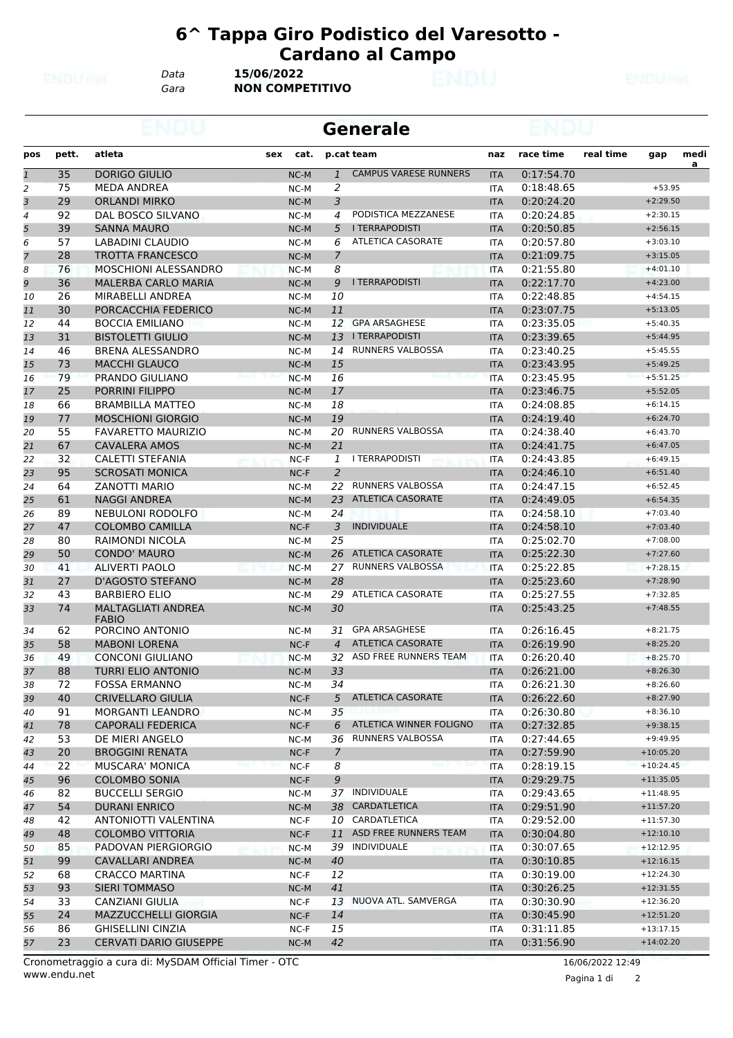# 6^ Tappa Giro Podistico del Varesotto - Cardano al Campo

*Data* **15/06/2022**
*Gara* **NON COMPETITIVO**

## Generale

| pos | pett. | atleta | sex | cat. | p.cat | team | naz | race time | real time | gap | media |
|---|---|---|---|---|---|---|---|---|---|---|---|
| 1 | 35 | DORIGO GIULIO | | NC-M | 1 | CAMPUS VARESE RUNNERS | ITA | 0:17:54.70 | | | |
| 2 | 75 | MEDA ANDREA | | NC-M | 2 | | ITA | 0:18:48.65 | | +53.95 | |
| 3 | 29 | ORLANDI MIRKO | | NC-M | 3 | | ITA | 0:20:24.20 | | +2:29.50 | |
| 4 | 92 | DAL BOSCO SILVANO | | NC-M | 4 | PODISTICA MEZZANESE | ITA | 0:20:24.85 | | +2:30.15 | |
| 5 | 39 | SANNA MAURO | | NC-M | 5 | I TERRAPODISTI | ITA | 0:20:50.85 | | +2:56.15 | |
| 6 | 57 | LABADINI CLAUDIO | | NC-M | 6 | ATLETICA CASORATE | ITA | 0:20:57.80 | | +3:03.10 | |
| 7 | 28 | TROTTA FRANCESCO | | NC-M | 7 | | ITA | 0:21:09.75 | | +3:15.05 | |
| 8 | 76 | MOSCHIONI ALESSANDRO | | NC-M | 8 | | ITA | 0:21:55.80 | | +4:01.10 | |
| 9 | 36 | MALERBA CARLO MARIA | | NC-M | 9 | I TERRAPODISTI | ITA | 0:22:17.70 | | +4:23.00 | |
| 10 | 26 | MIRABELLI ANDREA | | NC-M | 10 | | ITA | 0:22:48.85 | | +4:54.15 | |
| 11 | 30 | PORCACCHIA FEDERICO | | NC-M | 11 | | ITA | 0:23:07.75 | | +5:13.05 | |
| 12 | 44 | BOCCIA EMILIANO | | NC-M | 12 | GPA ARSAGHESE | ITA | 0:23:35.05 | | +5:40.35 | |
| 13 | 31 | BISTOLETTI GIULIO | | NC-M | 13 | I TERRAPODISTI | ITA | 0:23:39.65 | | +5:44.95 | |
| 14 | 46 | BRENA ALESSANDRO | | NC-M | 14 | RUNNERS VALBOSSA | ITA | 0:23:40.25 | | +5:45.55 | |
| 15 | 73 | MACCHI GLAUCO | | NC-M | 15 | | ITA | 0:23:43.95 | | +5:49.25 | |
| 16 | 79 | PRANDO GIULIANO | | NC-M | 16 | | ITA | 0:23:45.95 | | +5:51.25 | |
| 17 | 25 | PORRINI FILIPPO | | NC-M | 17 | | ITA | 0:23:46.75 | | +5:52.05 | |
| 18 | 66 | BRAMBILLA MATTEO | | NC-M | 18 | | ITA | 0:24:08.85 | | +6:14.15 | |
| 19 | 77 | MOSCHIONI GIORGIO | | NC-M | 19 | | ITA | 0:24:19.40 | | +6:24.70 | |
| 20 | 55 | FAVARETTO MAURIZIO | | NC-M | 20 | RUNNERS VALBOSSA | ITA | 0:24:38.40 | | +6:43.70 | |
| 21 | 67 | CAVALERA AMOS | | NC-M | 21 | | ITA | 0:24:41.75 | | +6:47.05 | |
| 22 | 32 | CALETTI STEFANIA | | NC-F | 1 | I TERRAPODISTI | ITA | 0:24:43.85 | | +6:49.15 | |
| 23 | 95 | SCROSATI MONICA | | NC-F | 2 | | ITA | 0:24:46.10 | | +6:51.40 | |
| 24 | 64 | ZANOTTI MARIO | | NC-M | 22 | RUNNERS VALBOSSA | ITA | 0:24:47.15 | | +6:52.45 | |
| 25 | 61 | NAGGI ANDREA | | NC-M | 23 | ATLETICA CASORATE | ITA | 0:24:49.05 | | +6:54.35 | |
| 26 | 89 | NEBULONI RODOLFO | | NC-M | 24 | | ITA | 0:24:58.10 | | +7:03.40 | |
| 27 | 47 | COLOMBO CAMILLA | | NC-F | 3 | INDIVIDUALE | ITA | 0:24:58.10 | | +7:03.40 | |
| 28 | 80 | RAIMONDI NICOLA | | NC-M | 25 | | ITA | 0:25:02.70 | | +7:08.00 | |
| 29 | 50 | CONDO' MAURO | | NC-M | 26 | ATLETICA CASORATE | ITA | 0:25:22.30 | | +7:27.60 | |
| 30 | 41 | ALIVERTI PAOLO | | NC-M | 27 | RUNNERS VALBOSSA | ITA | 0:25:22.85 | | +7:28.15 | |
| 31 | 27 | D'AGOSTO STEFANO | | NC-M | 28 | | ITA | 0:25:23.60 | | +7:28.90 | |
| 32 | 43 | BARBIERO ELIO | | NC-M | 29 | ATLETICA CASORATE | ITA | 0:25:27.55 | | +7:32.85 | |
| 33 | 74 | MALTAGLIATI ANDREA FABIO | | NC-M | 30 | | ITA | 0:25:43.25 | | +7:48.55 | |
| 34 | 62 | PORCINO ANTONIO | | NC-M | 31 | GPA ARSAGHESE | ITA | 0:26:16.45 | | +8:21.75 | |
| 35 | 58 | MABONI LORENA | | NC-F | 4 | ATLETICA CASORATE | ITA | 0:26:19.90 | | +8:25.20 | |
| 36 | 49 | CONCONI GIULIANO | | NC-M | 32 | ASD FREE RUNNERS TEAM | ITA | 0:26:20.40 | | +8:25.70 | |
| 37 | 88 | TURRI ELIO ANTONIO | | NC-M | 33 | | ITA | 0:26:21.00 | | +8:26.30 | |
| 38 | 72 | FOSSA ERMANNO | | NC-M | 34 | | ITA | 0:26:21.30 | | +8:26.60 | |
| 39 | 40 | CRIVELLARO GIULIA | | NC-F | 5 | ATLETICA CASORATE | ITA | 0:26:22.60 | | +8:27.90 | |
| 40 | 91 | MORGANTI LEANDRO | | NC-M | 35 | | ITA | 0:26:30.80 | | +8:36.10 | |
| 41 | 78 | CAPORALI FEDERICA | | NC-F | 6 | ATLETICA WINNER FOLIGNO | ITA | 0:27:32.85 | | +9:38.15 | |
| 42 | 53 | DE MIERI ANGELO | | NC-M | 36 | RUNNERS VALBOSSA | ITA | 0:27:44.65 | | +9:49.95 | |
| 43 | 20 | BROGGINI RENATA | | NC-F | 7 | | ITA | 0:27:59.90 | | +10:05.20 | |
| 44 | 22 | MUSCARA' MONICA | | NC-F | 8 | | ITA | 0:28:19.15 | | +10:24.45 | |
| 45 | 96 | COLOMBO SONIA | | NC-F | 9 | | ITA | 0:29:29.75 | | +11:35.05 | |
| 46 | 82 | BUCCELLI SERGIO | | NC-M | 37 | INDIVIDUALE | ITA | 0:29:43.65 | | +11:48.95 | |
| 47 | 54 | DURANI ENRICO | | NC-M | 38 | CARDATLETICA | ITA | 0:29:51.90 | | +11:57.20 | |
| 48 | 42 | ANTONIOTTI VALENTINA | | NC-F | 10 | CARDATLETICA | ITA | 0:29:52.00 | | +11:57.30 | |
| 49 | 48 | COLOMBO VITTORIA | | NC-F | 11 | ASD FREE RUNNERS TEAM | ITA | 0:30:04.80 | | +12:10.10 | |
| 50 | 85 | PADOVAN PIERGIORGIO | | NC-M | 39 | INDIVIDUALE | ITA | 0:30:07.65 | | +12:12.95 | |
| 51 | 99 | CAVALLARI ANDREA | | NC-M | 40 | | ITA | 0:30:10.85 | | +12:16.15 | |
| 52 | 68 | CRACCO MARTINA | | NC-F | 12 | | ITA | 0:30:19.00 | | +12:24.30 | |
| 53 | 93 | SIERI TOMMASO | | NC-M | 41 | | ITA | 0:30:26.25 | | +12:31.55 | |
| 54 | 33 | CANZIANI GIULIA | | NC-F | 13 | NUOVA ATL. SAMVERGA | ITA | 0:30:30.90 | | +12:36.20 | |
| 55 | 24 | MAZZUCCHELLI GIORGIA | | NC-F | 14 | | ITA | 0:30:45.90 | | +12:51.20 | |
| 56 | 86 | GHISELLINI CINZIA | | NC-F | 15 | | ITA | 0:31:11.85 | | +13:17.15 | |
| 57 | 23 | CERVATI DARIO GIUSEPPE | | NC-M | 42 | | ITA | 0:31:56.90 | | +14:02.20 | |

Cronometraggio a cura di: MySDAM Official Timer - OTC
www.endu.net

16/06/2022 12:49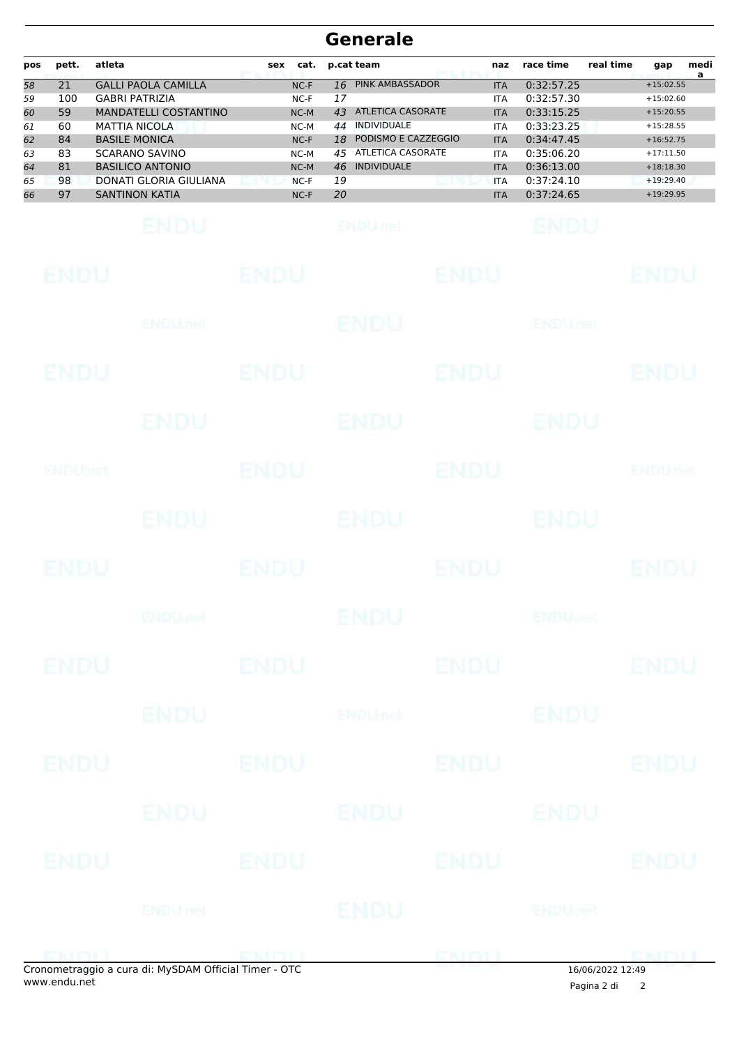# Generale

| pos | pett. | atleta | sex | cat. | p.cat | team | naz | race time | real time | gap | media |
|---|---|---|---|---|---|---|---|---|---|---|---|
| 58 | 21 | GALLI PAOLA CAMILLA | | NC-F | 16 | PINK AMBASSADOR | ITA | 0:32:57.25 | | +15:02.55 | |
| 59 | 100 | GABRI PATRIZIA | | NC-F | 17 | | ITA | 0:32:57.30 | | +15:02.60 | |
| 60 | 59 | MANDATELLI COSTANTINO | | NC-M | 43 | ATLETICA CASORATE | ITA | 0:33:15.25 | | +15:20.55 | |
| 61 | 60 | MATTIA NICOLA | | NC-M | 44 | INDIVIDUALE | ITA | 0:33:23.25 | | +15:28.55 | |
| 62 | 84 | BASILE MONICA | | NC-F | 18 | PODISMO E CAZZEGGIO | ITA | 0:34:47.45 | | +16:52.75 | |
| 63 | 83 | SCARANO SAVINO | | NC-M | 45 | ATLETICA CASORATE | ITA | 0:35:06.20 | | +17:11.50 | |
| 64 | 81 | BASILICO ANTONIO | | NC-M | 46 | INDIVIDUALE | ITA | 0:36:13.00 | | +18:18.30 | |
| 65 | 98 | DONATI GLORIA GIULIANA | | NC-F | 19 | | ITA | 0:37:24.10 | | +19:29.40 | |
| 66 | 97 | SANTINON KATIA | | NC-F | 20 | | ITA | 0:37:24.65 | | +19:29.95 | |

Cronometraggio a cura di: MySDAM Official Timer - OTC
www.endu.net

16/06/2022 12:49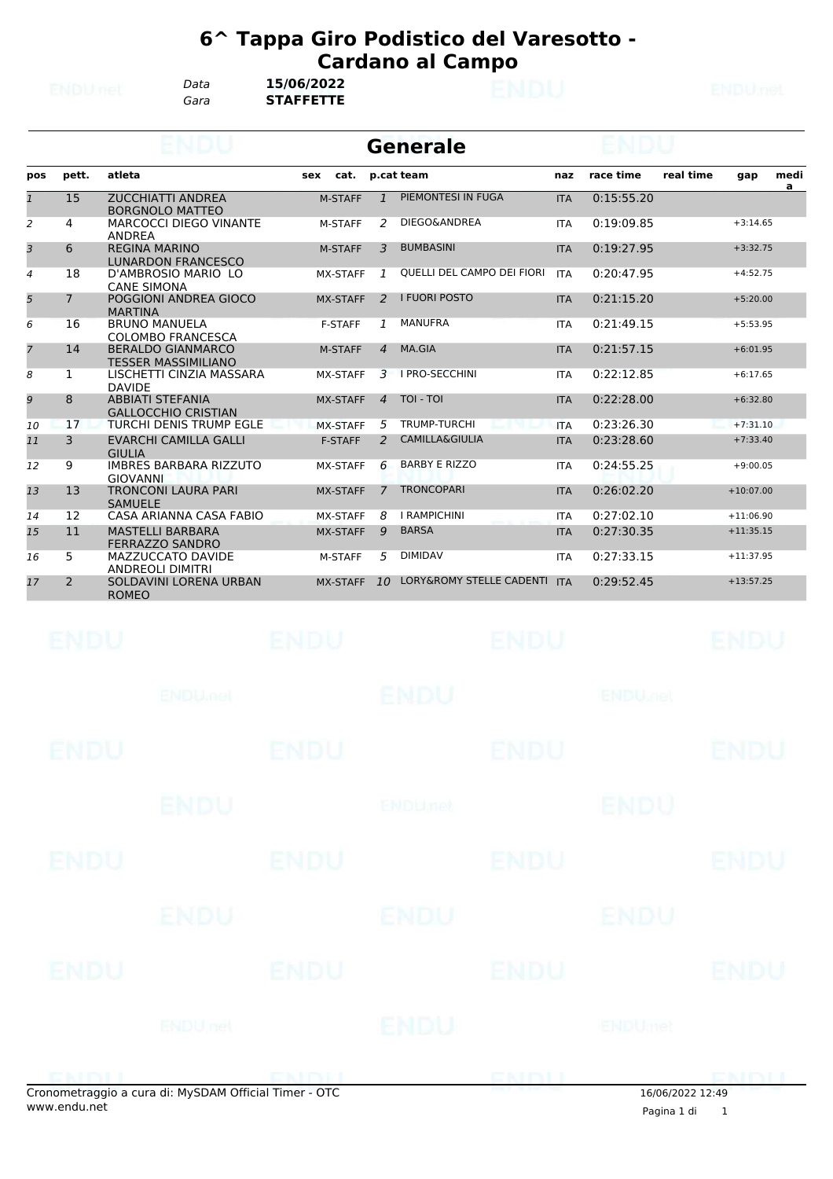# 6^ Tappa Giro Podistico del Varesotto - Cardano al Campo

*Data* **15/06/2022**
*Gara* **STAFFETTE**

## Generale

| pos | pett. | atleta | sex | cat. | p.cat | team | naz | race time | real time | gap | media |
|---|---|---|---|---|---|---|---|---|---|---|---|
| 1 | 15 | ZUCCHIATTI ANDREA BORGNOLO MATTEO | | M-STAFF | 1 | PIEMONTESI IN FUGA | ITA | 0:15:55.20 | | | |
| 2 | 4 | MARCOCCI DIEGO VINANTE ANDREA | | M-STAFF | 2 | DIEGO&ANDREA | ITA | 0:19:09.85 | | +3:14.65 | |
| 3 | 6 | REGINA MARINO LUNARDON FRANCESCO | | M-STAFF | 3 | BUMBASINI | ITA | 0:19:27.95 | | +3:32.75 | |
| 4 | 18 | D'AMBROSIO MARIO LO CANE SIMONA | | MX-STAFF | 1 | QUELLI DEL CAMPO DEI FIORI | ITA | 0:20:47.95 | | +4:52.75 | |
| 5 | 7 | POGGIONI ANDREA GIOCO MARTINA | | MX-STAFF | 2 | I FUORI POSTO | ITA | 0:21:15.20 | | +5:20.00 | |
| 6 | 16 | BRUNO MANUELA COLOMBO FRANCESCA | | F-STAFF | 1 | MANUFRA | ITA | 0:21:49.15 | | +5:53.95 | |
| 7 | 14 | BERALDO GIANMARCO TESSER MASSIMILIANO | | M-STAFF | 4 | MA.GIA | ITA | 0:21:57.15 | | +6:01.95 | |
| 8 | 1 | LISCHETTI CINZIA MASSARA DAVIDE | | MX-STAFF | 3 | I PRO-SECCHINI | ITA | 0:22:12.85 | | +6:17.65 | |
| 9 | 8 | ABBIATI STEFANIA GALLOCCHIO CRISTIAN | | MX-STAFF | 4 | TOI - TOI | ITA | 0:22:28.00 | | +6:32.80 | |
| 10 | 17 | TURCHI DENIS TRUMP EGLE | | MX-STAFF | 5 | TRUMP-TURCHI | ITA | 0:23:26.30 | | +7:31.10 | |
| 11 | 3 | EVARCHI CAMILLA GALLI GIULIA | | F-STAFF | 2 | CAMILLA&GIULIA | ITA | 0:23:28.60 | | +7:33.40 | |
| 12 | 9 | IMBRES BARBARA RIZZUTO GIOVANNI | | MX-STAFF | 6 | BARBY E RIZZO | ITA | 0:24:55.25 | | +9:00.05 | |
| 13 | 13 | TRONCONI LAURA PARI SAMUELE | | MX-STAFF | 7 | TRONCOPARI | ITA | 0:26:02.20 | | +10:07.00 | |
| 14 | 12 | CASA ARIANNA CASA FABIO | | MX-STAFF | 8 | I RAMPICHINI | ITA | 0:27:02.10 | | +11:06.90 | |
| 15 | 11 | MASTELLI BARBARA FERRAZZO SANDRO | | MX-STAFF | 9 | BARSA | ITA | 0:27:30.35 | | +11:35.15 | |
| 16 | 5 | MAZZUCCATO DAVIDE ANDREOLI DIMITRI | | M-STAFF | 5 | DIMIDAV | ITA | 0:27:33.15 | | +11:37.95 | |
| 17 | 2 | SOLDAVINI LORENA URBAN ROMEO | | MX-STAFF | 10 | LORY&ROMY STELLE CADENTI | ITA | 0:29:52.45 | | +13:57.25 | |

Cronometraggio a cura di: MySDAM Official Timer - OTC
www.endu.net

16/06/2022 12:49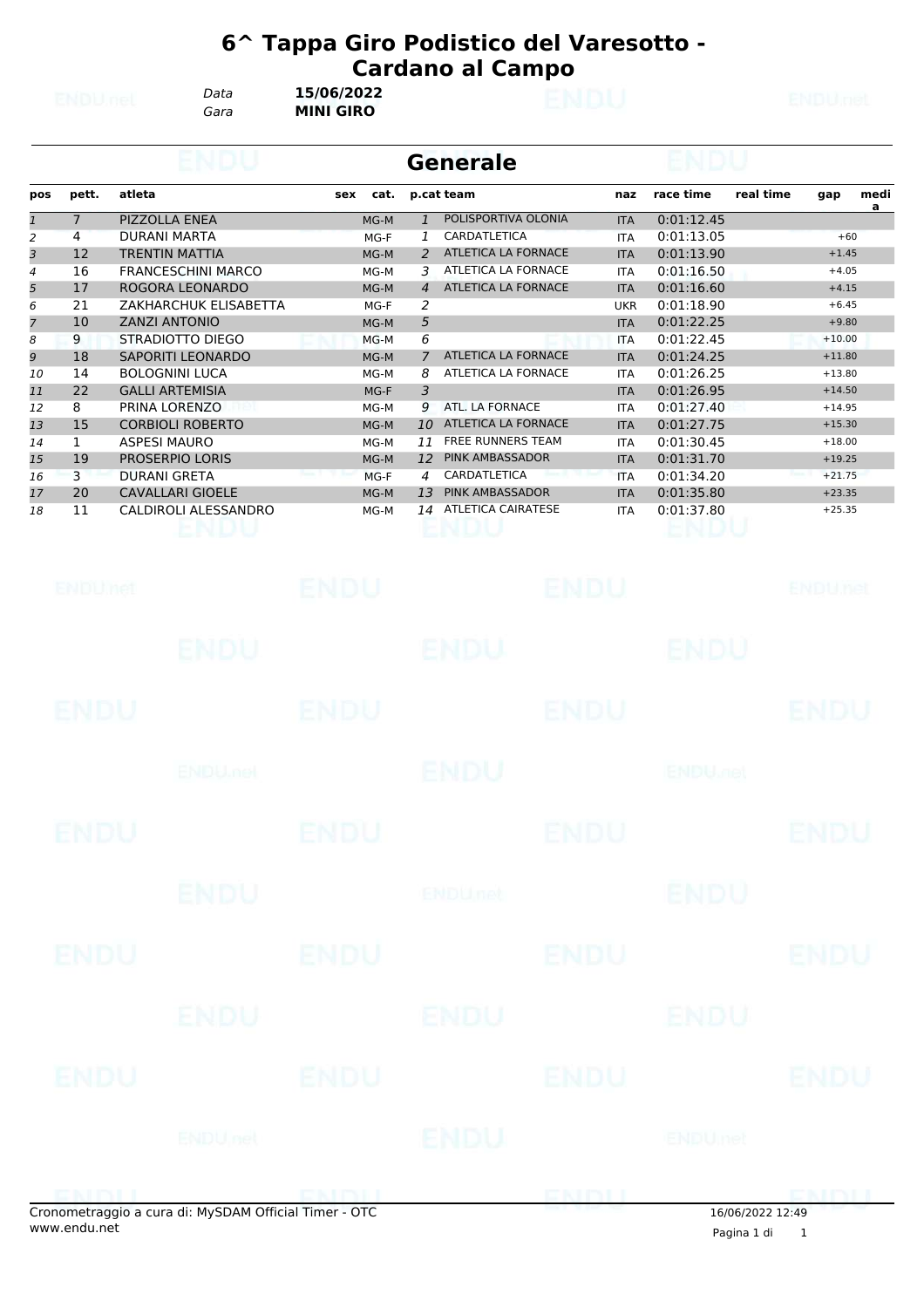# 6^ Tappa Giro Podistico del Varesotto - Cardano al Campo

*Data* **15/06/2022**
*Gara* **MINI GIRO**

## Generale

| pos | pett. | atleta | sex | cat. | p.cat | team | naz | race time | real time | gap | media |
|---|---|---|---|---|---|---|---|---|---|---|---|
| 1 | 7 | PIZZOLLA ENEA | | MG-M | 1 | POLISPORTIVA OLONIA | ITA | 0:01:12.45 | | | |
| 2 | 4 | DURANI MARTA | | MG-F | 1 | CARDATLETICA | ITA | 0:01:13.05 | | +60 | |
| 3 | 12 | TRENTIN MATTIA | | MG-M | 2 | ATLETICA LA FORNACE | ITA | 0:01:13.90 | | +1.45 | |
| 4 | 16 | FRANCESCHINI MARCO | | MG-M | 3 | ATLETICA LA FORNACE | ITA | 0:01:16.50 | | +4.05 | |
| 5 | 17 | ROGORA LEONARDO | | MG-M | 4 | ATLETICA LA FORNACE | ITA | 0:01:16.60 | | +4.15 | |
| 6 | 21 | ZAKHARCHUK ELISABETTA | | MG-F | 2 | | UKR | 0:01:18.90 | | +6.45 | |
| 7 | 10 | ZANZI ANTONIO | | MG-M | 5 | | ITA | 0:01:22.25 | | +9.80 | |
| 8 | 9 | STRADIOTTO DIEGO | | MG-M | 6 | | ITA | 0:01:22.45 | | +10.00 | |
| 9 | 18 | SAPORITI LEONARDO | | MG-M | 7 | ATLETICA LA FORNACE | ITA | 0:01:24.25 | | +11.80 | |
| 10 | 14 | BOLOGNINI LUCA | | MG-M | 8 | ATLETICA LA FORNACE | ITA | 0:01:26.25 | | +13.80 | |
| 11 | 22 | GALLI ARTEMISIA | | MG-F | 3 | | ITA | 0:01:26.95 | | +14.50 | |
| 12 | 8 | PRINA LORENZO | | MG-M | 9 | ATL. LA FORNACE | ITA | 0:01:27.40 | | +14.95 | |
| 13 | 15 | CORBIOLI ROBERTO | | MG-M | 10 | ATLETICA LA FORNACE | ITA | 0:01:27.75 | | +15.30 | |
| 14 | 1 | ASPESI MAURO | | MG-M | 11 | FREE RUNNERS TEAM | ITA | 0:01:30.45 | | +18.00 | |
| 15 | 19 | PROSERPIO LORIS | | MG-M | 12 | PINK AMBASSADOR | ITA | 0:01:31.70 | | +19.25 | |
| 16 | 3 | DURANI GRETA | | MG-F | 4 | CARDATLETICA | ITA | 0:01:34.20 | | +21.75 | |
| 17 | 20 | CAVALLARI GIOELE | | MG-M | 13 | PINK AMBASSADOR | ITA | 0:01:35.80 | | +23.35 | |
| 18 | 11 | CALDIROLI ALESSANDRO | | MG-M | 14 | ATLETICA CAIRATESE | ITA | 0:01:37.80 | | +25.35 | |

Cronometraggio a cura di: MySDAM Official Timer - OTC
www.endu.net

16/06/2022 12:49